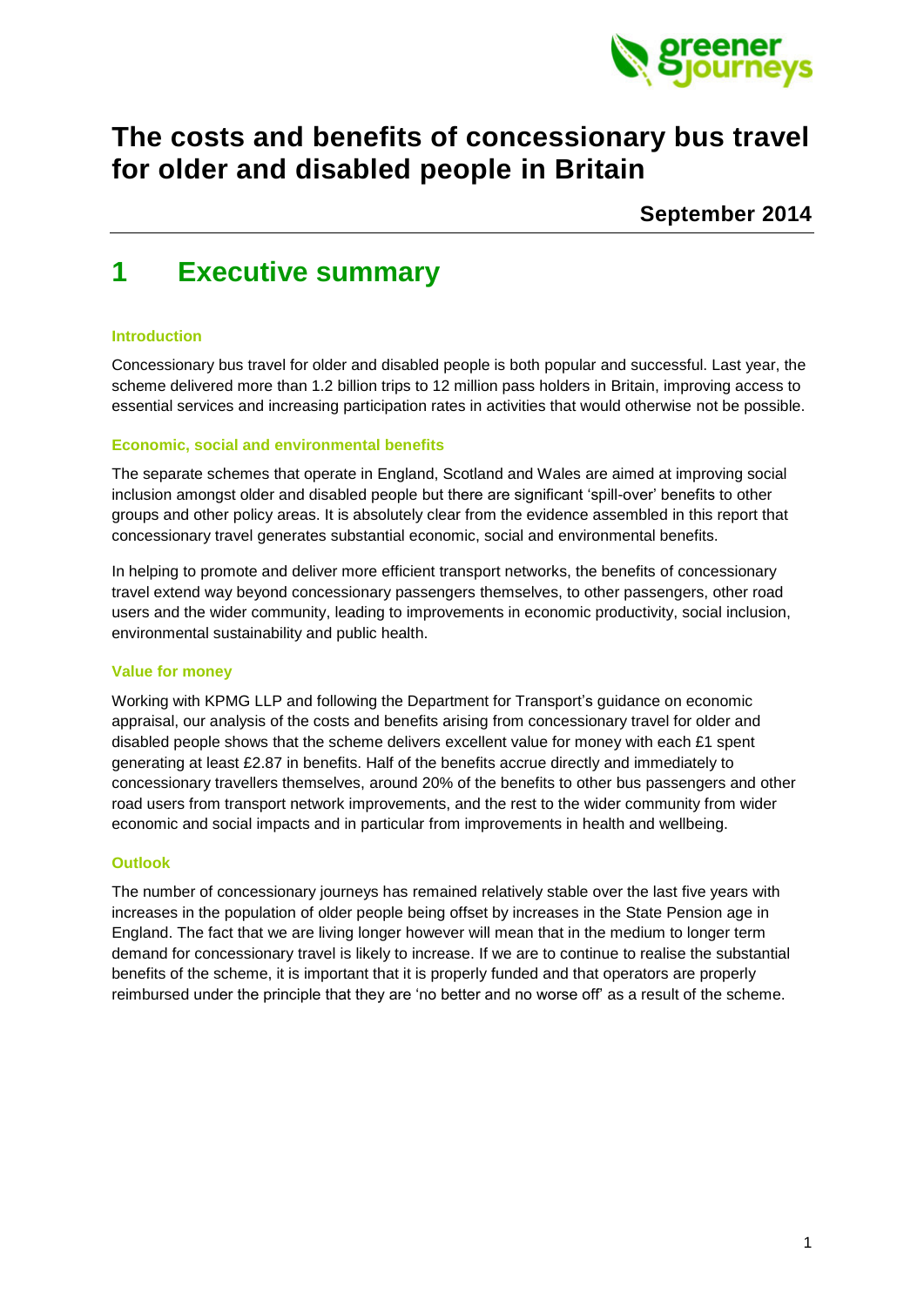# The costs and benefits of concessionary bus travel for older and disabled people in Britain

**September 2014**

## 1 Executive summary

### Introduction

Concessionary bus travel for older and disabled people is both popular and successful. Last year, the scheme delivered more than 1.2 billion trips to 12 million pass holders in Britain, improving access to essential services and increasing participation rates in activities that would otherwise not be possible.

### Economic, social and environmental benefits

The separate schemes that operate in England, Scotland and Wales are aimed at improving social inclusion amongst older and disabled people but there are significant 'spill-over' benefits to other groups and other policy areas. It is absolutely clear from the evidence assembled in this report that concessionary travel generates substantial economic, social and environmental benefits.

In helping to promote and deliver more efficient transport networks, the benefits of concessionary travel extend way beyond concessionary passengers themselves, to other passengers, other road users and the wider community, leading to improvements in economic productivity, social inclusion, environmental sustainability and public health.

### Value for money

Working with KPMG LLP and following the Department for Transport's guidance on economic appraisal, our analysis of the costs and benefits arising from concessionary travel for older and disabled people shows that the scheme delivers excellent value for money with each £1 spent generating at least £2.87 in benefits. Half of the benefits accrue directly and immediately to concessionary travellers themselves, around 20% of the benefits to other bus passengers and other road users from transport network improvements, and the rest to the wider community from wider economic and social impacts and in particular from improvements in health and wellbeing.

### Outlook

The number of concessionary journeys has remained relatively stable over the last five years with increases in the population of older people being offset by increases in the State Pension age in England. The fact that we are living longer however will mean that in the medium to longer term demand for concessionary travel is likely to increase. If we are to continue to realise the substantial benefits of the scheme, it is important that it is properly funded and that operators are properly reimbursed under the principle that they are 'no better and no worse off' as a result of the scheme.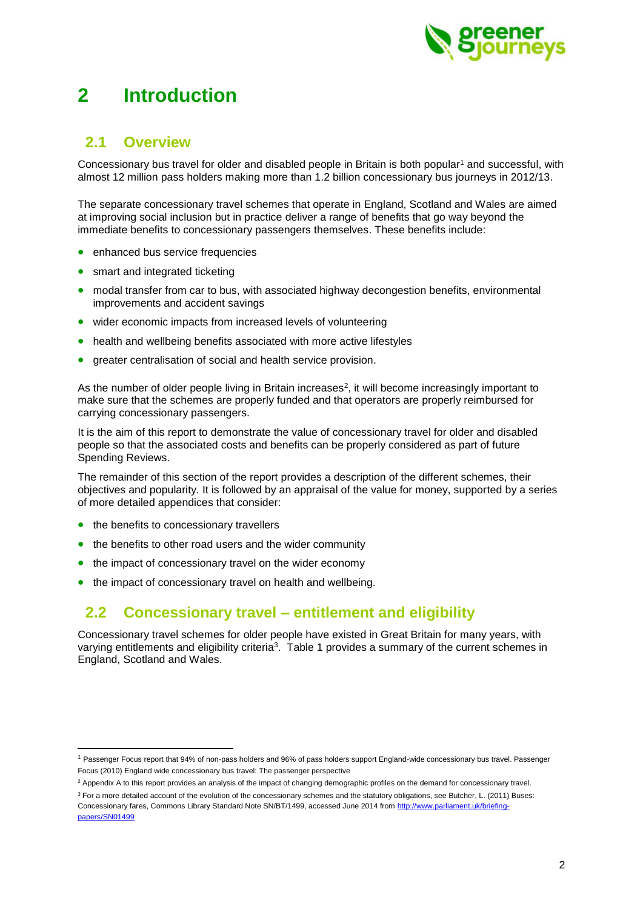# 2 Introduction

## 2.1 Overview

Concessionary bus travel for older and disabled people in Britain is both popular[1] and successful, with almost 12 million pass holders making more than 1.2 billion concessionary bus journeys in 2012/13.

The separate concessionary travel schemes that operate in England, Scotland and Wales are aimed at improving social inclusion but in practice deliver a range of benefits that go way beyond the immediate benefits to concessionary passengers themselves. These benefits include:

- enhanced bus service frequencies
- smart and integrated ticketing
- modal transfer from car to bus, with associated highway decongestion benefits, environmental improvements and accident savings
- wider economic impacts from increased levels of volunteering
- health and wellbeing benefits associated with more active lifestyles
- greater centralisation of social and health service provision.

As the number of older people living in Britain increases[2], it will become increasingly important to make sure that the schemes are properly funded and that operators are properly reimbursed for carrying concessionary passengers.

It is the aim of this report to demonstrate the value of concessionary travel for older and disabled people so that the associated costs and benefits can be properly considered as part of future Spending Reviews.

The remainder of this section of the report provides a description of the different schemes, their objectives and popularity. It is followed by an appraisal of the value for money, supported by a series of more detailed appendices that consider:

- the benefits to concessionary travellers
- the benefits to other road users and the wider community
- the impact of concessionary travel on the wider economy
- the impact of concessionary travel on health and wellbeing.

## 2.2 Concessionary travel – entitlement and eligibility

Concessionary travel schemes for older people have existed in Great Britain for many years, with varying entitlements and eligibility criteria[3]. Table 1 provides a summary of the current schemes in England, Scotland and Wales.

---

[1] Passenger Focus report that 94% of non-pass holders and 96% of pass holders support England-wide concessionary bus travel. Passenger Focus (2010) England wide concessionary bus travel: The passenger perspective

[2] Appendix A to this report provides an analysis of the impact of changing demographic profiles on the demand for concessionary travel.

[3] For a more detailed account of the evolution of the concessionary schemes and the statutory obligations, see Butcher, L. (2011) Buses: Concessionary fares, Commons Library Standard Note SN/BT/1499, accessed June 2014 from http://www.parliament.uk/briefing-papers/SN01499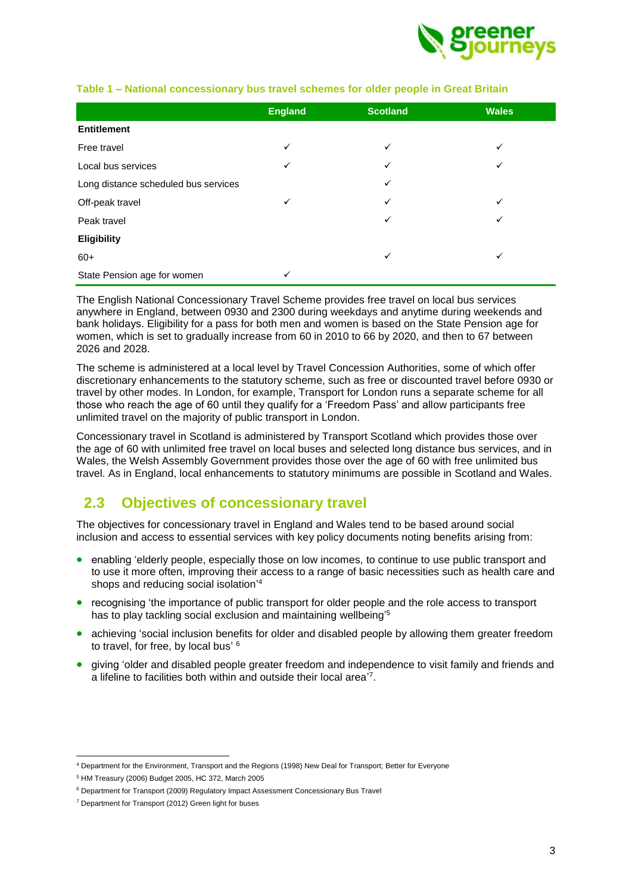**Table 1 – National concessionary bus travel schemes for older people in Great Britain**

| | England | Scotland | Wales |
|---|---|---|---|
| **Entitlement** | | | |
| Free travel | ✓ | ✓ | ✓ |
| Local bus services | ✓ | ✓ | ✓ |
| Long distance scheduled bus services | | ✓ | |
| Off-peak travel | ✓ | ✓ | ✓ |
| Peak travel | | ✓ | ✓ |
| **Eligibility** | | | |
| 60+ | | ✓ | ✓ |
| State Pension age for women | ✓ | | |

The English National Concessionary Travel Scheme provides free travel on local bus services anywhere in England, between 0930 and 2300 during weekdays and anytime during weekends and bank holidays. Eligibility for a pass for both men and women is based on the State Pension age for women, which is set to gradually increase from 60 in 2010 to 66 by 2020, and then to 67 between 2026 and 2028.

The scheme is administered at a local level by Travel Concession Authorities, some of which offer discretionary enhancements to the statutory scheme, such as free or discounted travel before 0930 or travel by other modes. In London, for example, Transport for London runs a separate scheme for all those who reach the age of 60 until they qualify for a 'Freedom Pass' and allow participants free unlimited travel on the majority of public transport in London.

Concessionary travel in Scotland is administered by Transport Scotland which provides those over the age of 60 with unlimited free travel on local buses and selected long distance bus services, and in Wales, the Welsh Assembly Government provides those over the age of 60 with free unlimited bus travel. As in England, local enhancements to statutory minimums are possible in Scotland and Wales.

## 2.3 Objectives of concessionary travel

The objectives for concessionary travel in England and Wales tend to be based around social inclusion and access to essential services with key policy documents noting benefits arising from:

- enabling 'elderly people, especially those on low incomes, to continue to use public transport and to use it more often, improving their access to a range of basic necessities such as health care and shops and reducing social isolation'[4]
- recognising 'the importance of public transport for older people and the role access to transport has to play tackling social exclusion and maintaining wellbeing'[5]
- achieving 'social inclusion benefits for older and disabled people by allowing them greater freedom to travel, for free, by local bus' [6]
- giving 'older and disabled people greater freedom and independence to visit family and friends and a lifeline to facilities both within and outside their local area'[7].

[4] Department for the Environment, Transport and the Regions (1998) New Deal for Transport; Better for Everyone

[5] HM Treasury (2006) Budget 2005, HC 372, March 2005

[6] Department for Transport (2009) Regulatory Impact Assessment Concessionary Bus Travel

[7] Department for Transport (2012) Green light for buses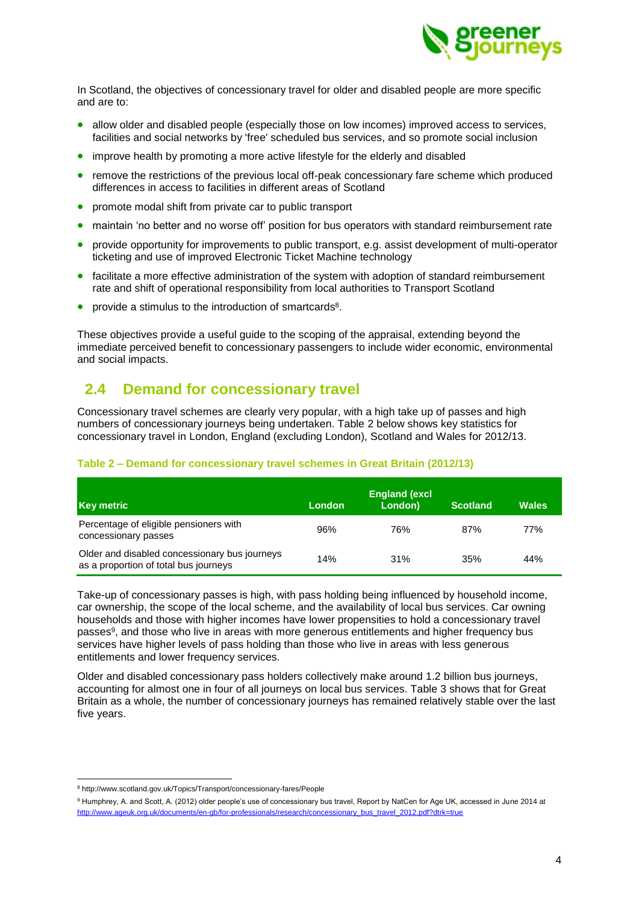In Scotland, the objectives of concessionary travel for older and disabled people are more specific and are to:

- allow older and disabled people (especially those on low incomes) improved access to services, facilities and social networks by 'free' scheduled bus services, and so promote social inclusion
- improve health by promoting a more active lifestyle for the elderly and disabled
- remove the restrictions of the previous local off-peak concessionary fare scheme which produced differences in access to facilities in different areas of Scotland
- promote modal shift from private car to public transport
- maintain 'no better and no worse off' position for bus operators with standard reimbursement rate
- provide opportunity for improvements to public transport, e.g. assist development of multi-operator ticketing and use of improved Electronic Ticket Machine technology
- facilitate a more effective administration of the system with adoption of standard reimbursement rate and shift of operational responsibility from local authorities to Transport Scotland
- provide a stimulus to the introduction of smartcards[8].

These objectives provide a useful guide to the scoping of the appraisal, extending beyond the immediate perceived benefit to concessionary passengers to include wider economic, environmental and social impacts.

## 2.4 Demand for concessionary travel

Concessionary travel schemes are clearly very popular, with a high take up of passes and high numbers of concessionary journeys being undertaken. Table 2 below shows key statistics for concessionary travel in London, England (excluding London), Scotland and Wales for 2012/13.

**Table 2 – Demand for concessionary travel schemes in Great Britain (2012/13)**

| Key metric | London | England (excl London) | Scotland | Wales |
|---|---|---|---|---|
| Percentage of eligible pensioners with concessionary passes | 96% | 76% | 87% | 77% |
| Older and disabled concessionary bus journeys as a proportion of total bus journeys | 14% | 31% | 35% | 44% |

Take-up of concessionary passes is high, with pass holding being influenced by household income, car ownership, the scope of the local scheme, and the availability of local bus services. Car owning households and those with higher incomes have lower propensities to hold a concessionary travel passes[9], and those who live in areas with more generous entitlements and higher frequency bus services have higher levels of pass holding than those who live in areas with less generous entitlements and lower frequency services.

Older and disabled concessionary pass holders collectively make around 1.2 billion bus journeys, accounting for almost one in four of all journeys on local bus services. Table 3 shows that for Great Britain as a whole, the number of concessionary journeys has remained relatively stable over the last five years.

[8] http://www.scotland.gov.uk/Topics/Transport/concessionary-fares/People

[9] Humphrey, A. and Scott, A. (2012) older people's use of concessionary bus travel, Report by NatCen for Age UK, accessed in June 2014 at http://www.ageuk.org.uk/documents/en-gb/for-professionals/research/concessionary_bus_travel_2012.pdf?dtrk=true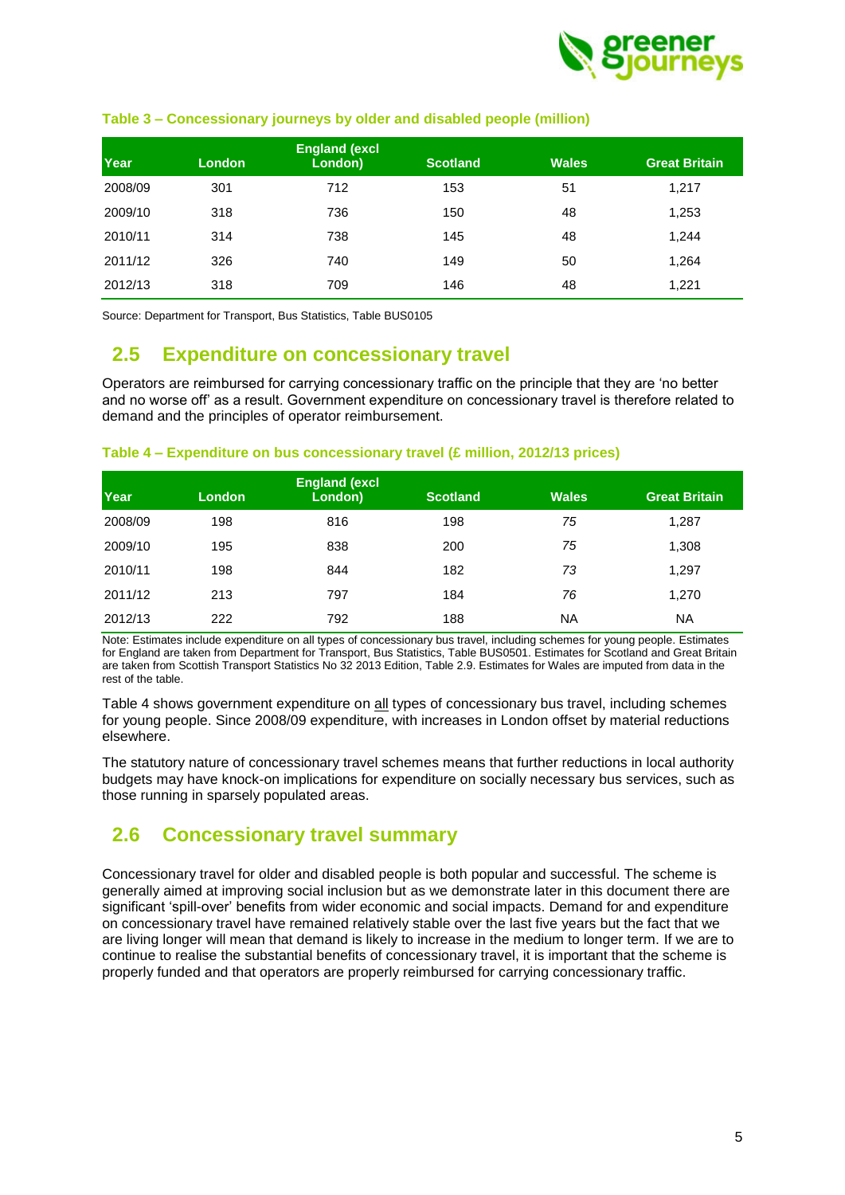**Table 3 – Concessionary journeys by older and disabled people (million)**

| Year | London | England (excl London) | Scotland | Wales | Great Britain |
|---|---|---|---|---|---|
| 2008/09 | 301 | 712 | 153 | 51 | 1,217 |
| 2009/10 | 318 | 736 | 150 | 48 | 1,253 |
| 2010/11 | 314 | 738 | 145 | 48 | 1,244 |
| 2011/12 | 326 | 740 | 149 | 50 | 1,264 |
| 2012/13 | 318 | 709 | 146 | 48 | 1,221 |

Source: Department for Transport, Bus Statistics, Table BUS0105

## 2.5 Expenditure on concessionary travel

Operators are reimbursed for carrying concessionary traffic on the principle that they are 'no better and no worse off' as a result. Government expenditure on concessionary travel is therefore related to demand and the principles of operator reimbursement.

**Table 4 – Expenditure on bus concessionary travel (£ million, 2012/13 prices)**

| Year | London | England (excl London) | Scotland | Wales | Great Britain |
|---|---|---|---|---|---|
| 2008/09 | 198 | 816 | 198 | *75* | 1,287 |
| 2009/10 | 195 | 838 | 200 | *75* | 1,308 |
| 2010/11 | 198 | 844 | 182 | *73* | 1,297 |
| 2011/12 | 213 | 797 | 184 | *76* | 1,270 |
| 2012/13 | 222 | 792 | 188 | NA | NA |

Note: Estimates include expenditure on all types of concessionary bus travel, including schemes for young people. Estimates for England are taken from Department for Transport, Bus Statistics, Table BUS0501. Estimates for Scotland and Great Britain are taken from Scottish Transport Statistics No 32 2013 Edition, Table 2.9. Estimates for Wales are imputed from data in the rest of the table.

Table 4 shows government expenditure on all types of concessionary bus travel, including schemes for young people. Since 2008/09 expenditure, with increases in London offset by material reductions elsewhere.

The statutory nature of concessionary travel schemes means that further reductions in local authority budgets may have knock-on implications for expenditure on socially necessary bus services, such as those running in sparsely populated areas.

## 2.6 Concessionary travel summary

Concessionary travel for older and disabled people is both popular and successful. The scheme is generally aimed at improving social inclusion but as we demonstrate later in this document there are significant 'spill-over' benefits from wider economic and social impacts. Demand for and expenditure on concessionary travel have remained relatively stable over the last five years but the fact that we are living longer will mean that demand is likely to increase in the medium to longer term. If we are to continue to realise the substantial benefits of concessionary travel, it is important that the scheme is properly funded and that operators are properly reimbursed for carrying concessionary traffic.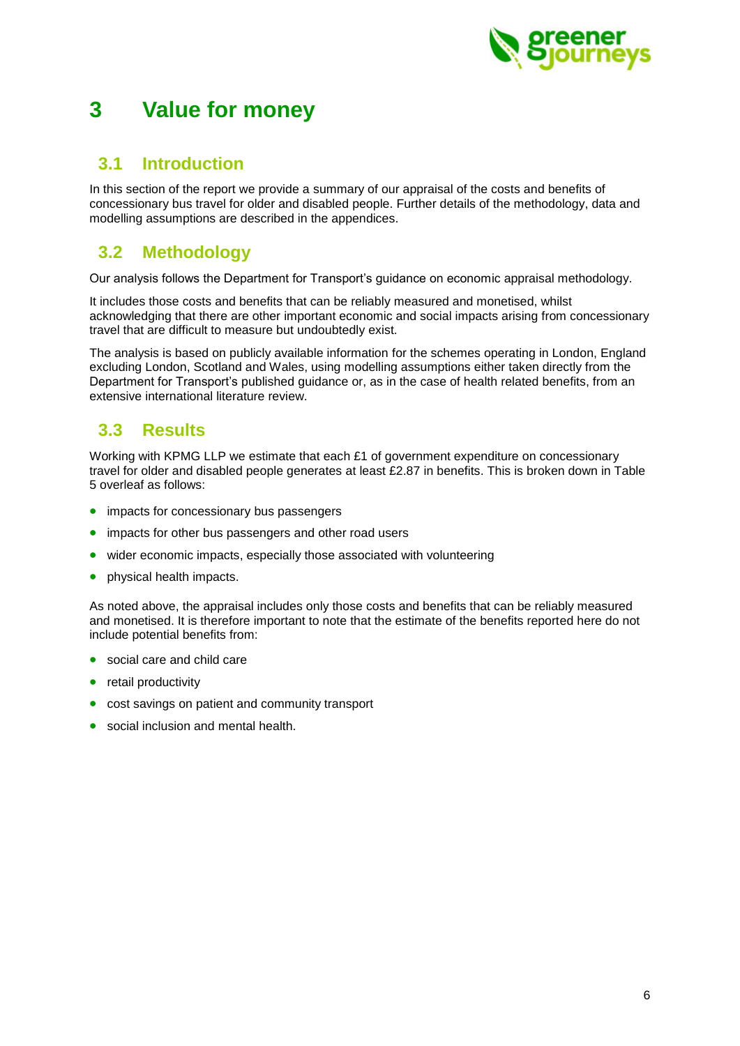# 3 Value for money

## 3.1 Introduction

In this section of the report we provide a summary of our appraisal of the costs and benefits of concessionary bus travel for older and disabled people. Further details of the methodology, data and modelling assumptions are described in the appendices.

## 3.2 Methodology

Our analysis follows the Department for Transport's guidance on economic appraisal methodology.

It includes those costs and benefits that can be reliably measured and monetised, whilst acknowledging that there are other important economic and social impacts arising from concessionary travel that are difficult to measure but undoubtedly exist.

The analysis is based on publicly available information for the schemes operating in London, England excluding London, Scotland and Wales, using modelling assumptions either taken directly from the Department for Transport's published guidance or, as in the case of health related benefits, from an extensive international literature review.

## 3.3 Results

Working with KPMG LLP we estimate that each £1 of government expenditure on concessionary travel for older and disabled people generates at least £2.87 in benefits. This is broken down in Table 5 overleaf as follows:

- impacts for concessionary bus passengers
- impacts for other bus passengers and other road users
- wider economic impacts, especially those associated with volunteering
- physical health impacts.

As noted above, the appraisal includes only those costs and benefits that can be reliably measured and monetised. It is therefore important to note that the estimate of the benefits reported here do not include potential benefits from:

- social care and child care
- retail productivity
- cost savings on patient and community transport
- social inclusion and mental health.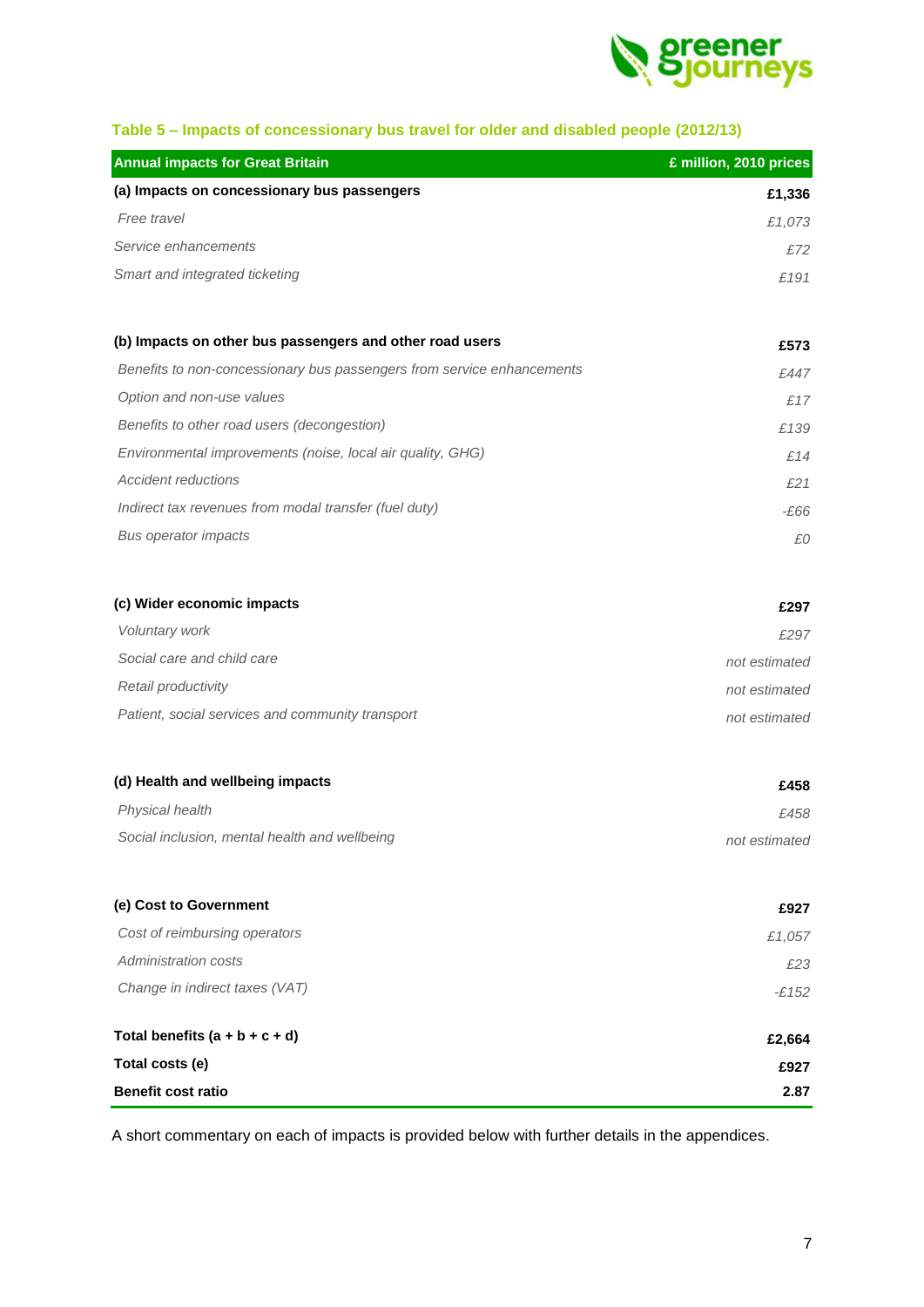### Table 5 – Impacts of concessionary bus travel for older and disabled people (2012/13)

| Annual impacts for Great Britain | £ million, 2010 prices |
|---|---|
| **(a) Impacts on concessionary bus passengers** | **£1,336** |
| *Free travel* | *£1,073* |
| *Service enhancements* | *£72* |
| *Smart and integrated ticketing* | *£191* |
| | |
| **(b) Impacts on other bus passengers and other road users** | **£573** |
| *Benefits to non-concessionary bus passengers from service enhancements* | *£447* |
| *Option and non-use values* | *£17* |
| *Benefits to other road users (decongestion)* | *£139* |
| *Environmental improvements (noise, local air quality, GHG)* | *£14* |
| *Accident reductions* | *£21* |
| *Indirect tax revenues from modal transfer (fuel duty)* | *-£66* |
| *Bus operator impacts* | *£0* |
| | |
| **(c) Wider economic impacts** | **£297** |
| *Voluntary work* | *£297* |
| *Social care and child care* | *not estimated* |
| *Retail productivity* | *not estimated* |
| *Patient, social services and community transport* | *not estimated* |
| | |
| **(d) Health and wellbeing impacts** | **£458** |
| *Physical health* | *£458* |
| *Social inclusion, mental health and wellbeing* | *not estimated* |
| | |
| **(e) Cost to Government** | **£927** |
| *Cost of reimbursing operators* | *£1,057* |
| *Administration costs* | *£23* |
| *Change in indirect taxes (VAT)* | *-£152* |
| | |
| **Total benefits (a + b + c + d)** | **£2,664** |
| **Total costs (e)** | **£927** |
| **Benefit cost ratio** | **2.87** |

A short commentary on each of impacts is provided below with further details in the appendices.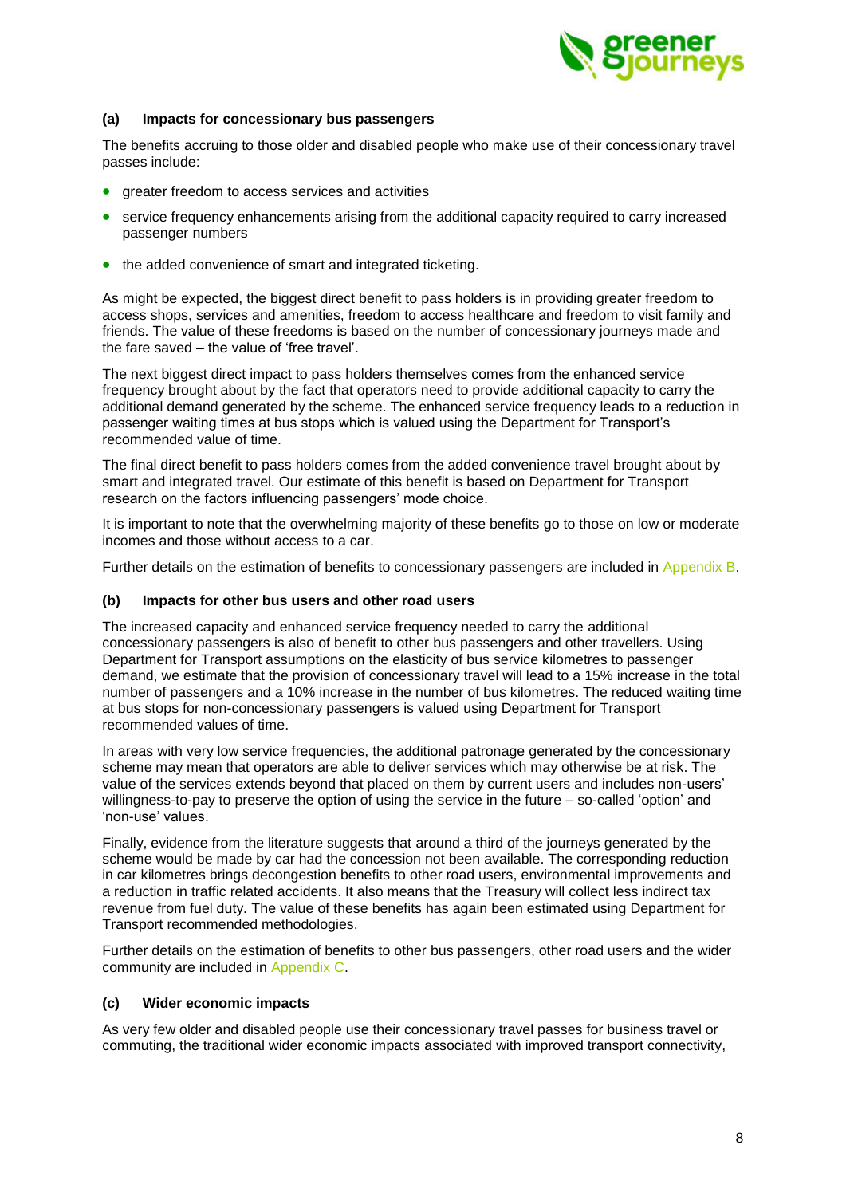### (a) Impacts for concessionary bus passengers

The benefits accruing to those older and disabled people who make use of their concessionary travel passes include:

- greater freedom to access services and activities
- service frequency enhancements arising from the additional capacity required to carry increased passenger numbers
- the added convenience of smart and integrated ticketing.

As might be expected, the biggest direct benefit to pass holders is in providing greater freedom to access shops, services and amenities, freedom to access healthcare and freedom to visit family and friends. The value of these freedoms is based on the number of concessionary journeys made and the fare saved – the value of 'free travel'.

The next biggest direct impact to pass holders themselves comes from the enhanced service frequency brought about by the fact that operators need to provide additional capacity to carry the additional demand generated by the scheme. The enhanced service frequency leads to a reduction in passenger waiting times at bus stops which is valued using the Department for Transport's recommended value of time.

The final direct benefit to pass holders comes from the added convenience travel brought about by smart and integrated travel. Our estimate of this benefit is based on Department for Transport research on the factors influencing passengers' mode choice.

It is important to note that the overwhelming majority of these benefits go to those on low or moderate incomes and those without access to a car.

Further details on the estimation of benefits to concessionary passengers are included in Appendix B.

### (b) Impacts for other bus users and other road users

The increased capacity and enhanced service frequency needed to carry the additional concessionary passengers is also of benefit to other bus passengers and other travellers. Using Department for Transport assumptions on the elasticity of bus service kilometres to passenger demand, we estimate that the provision of concessionary travel will lead to a 15% increase in the total number of passengers and a 10% increase in the number of bus kilometres. The reduced waiting time at bus stops for non-concessionary passengers is valued using Department for Transport recommended values of time.

In areas with very low service frequencies, the additional patronage generated by the concessionary scheme may mean that operators are able to deliver services which may otherwise be at risk. The value of the services extends beyond that placed on them by current users and includes non-users' willingness-to-pay to preserve the option of using the service in the future – so-called 'option' and 'non-use' values.

Finally, evidence from the literature suggests that around a third of the journeys generated by the scheme would be made by car had the concession not been available. The corresponding reduction in car kilometres brings decongestion benefits to other road users, environmental improvements and a reduction in traffic related accidents. It also means that the Treasury will collect less indirect tax revenue from fuel duty. The value of these benefits has again been estimated using Department for Transport recommended methodologies.

Further details on the estimation of benefits to other bus passengers, other road users and the wider community are included in Appendix C.

### (c) Wider economic impacts

As very few older and disabled people use their concessionary travel passes for business travel or commuting, the traditional wider economic impacts associated with improved transport connectivity,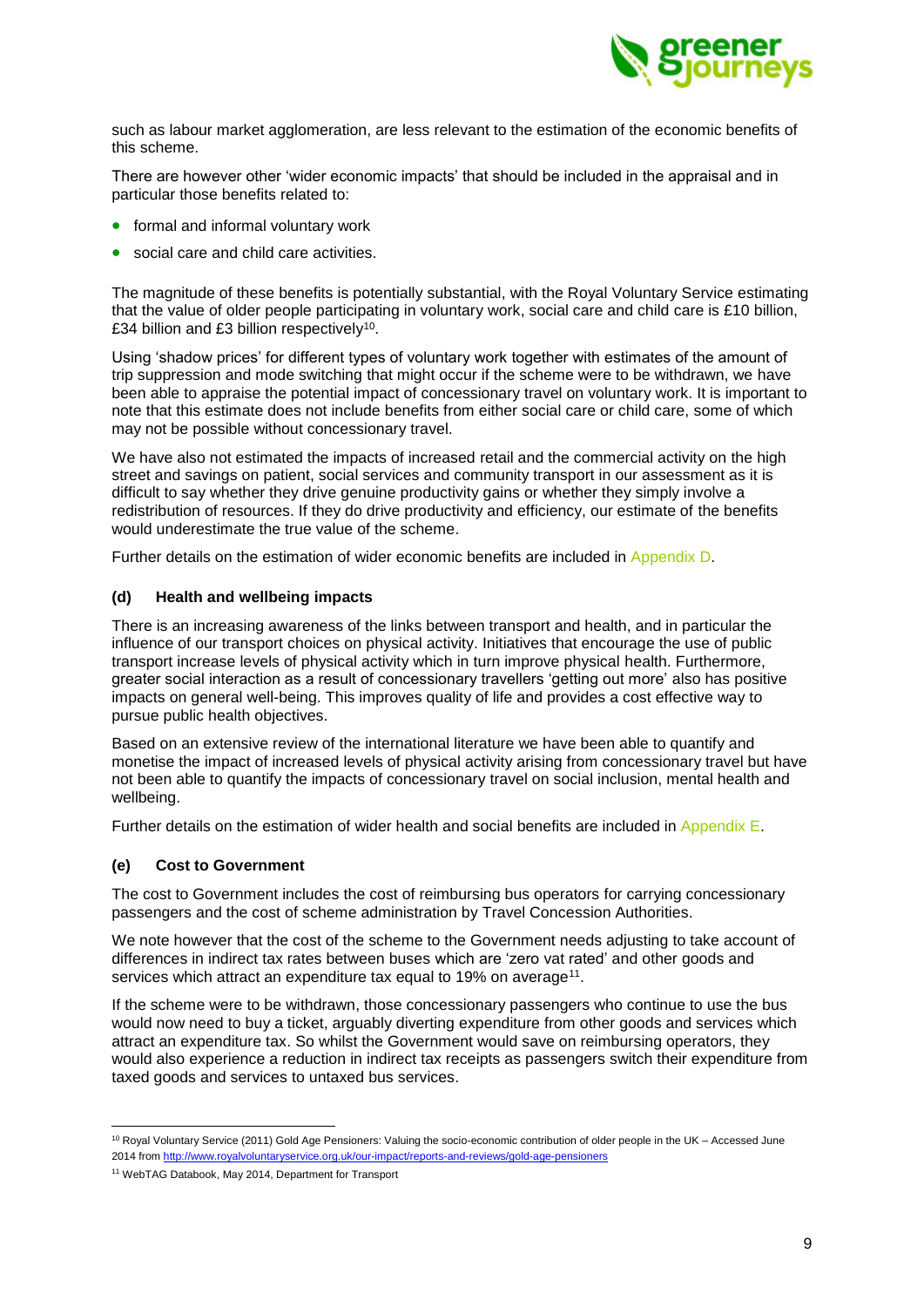such as labour market agglomeration, are less relevant to the estimation of the economic benefits of this scheme.

There are however other 'wider economic impacts' that should be included in the appraisal and in particular those benefits related to:

- formal and informal voluntary work
- social care and child care activities.

The magnitude of these benefits is potentially substantial, with the Royal Voluntary Service estimating that the value of older people participating in voluntary work, social care and child care is £10 billion, £34 billion and £3 billion respectively[10].

Using 'shadow prices' for different types of voluntary work together with estimates of the amount of trip suppression and mode switching that might occur if the scheme were to be withdrawn, we have been able to appraise the potential impact of concessionary travel on voluntary work. It is important to note that this estimate does not include benefits from either social care or child care, some of which may not be possible without concessionary travel.

We have also not estimated the impacts of increased retail and the commercial activity on the high street and savings on patient, social services and community transport in our assessment as it is difficult to say whether they drive genuine productivity gains or whether they simply involve a redistribution of resources. If they do drive productivity and efficiency, our estimate of the benefits would underestimate the true value of the scheme.

Further details on the estimation of wider economic benefits are included in Appendix D.

#### (d) Health and wellbeing impacts

There is an increasing awareness of the links between transport and health, and in particular the influence of our transport choices on physical activity. Initiatives that encourage the use of public transport increase levels of physical activity which in turn improve physical health. Furthermore, greater social interaction as a result of concessionary travellers 'getting out more' also has positive impacts on general well-being. This improves quality of life and provides a cost effective way to pursue public health objectives.

Based on an extensive review of the international literature we have been able to quantify and monetise the impact of increased levels of physical activity arising from concessionary travel but have not been able to quantify the impacts of concessionary travel on social inclusion, mental health and wellbeing.

Further details on the estimation of wider health and social benefits are included in Appendix E.

#### (e) Cost to Government

The cost to Government includes the cost of reimbursing bus operators for carrying concessionary passengers and the cost of scheme administration by Travel Concession Authorities.

We note however that the cost of the scheme to the Government needs adjusting to take account of differences in indirect tax rates between buses which are 'zero vat rated' and other goods and services which attract an expenditure tax equal to 19% on average[11].

If the scheme were to be withdrawn, those concessionary passengers who continue to use the bus would now need to buy a ticket, arguably diverting expenditure from other goods and services which attract an expenditure tax. So whilst the Government would save on reimbursing operators, they would also experience a reduction in indirect tax receipts as passengers switch their expenditure from taxed goods and services to untaxed bus services.

---

[10] Royal Voluntary Service (2011) Gold Age Pensioners: Valuing the socio-economic contribution of older people in the UK – Accessed June 2014 from http://www.royalvoluntaryservice.org.uk/our-impact/reports-and-reviews/gold-age-pensioners

[11] WebTAG Databook, May 2014, Department for Transport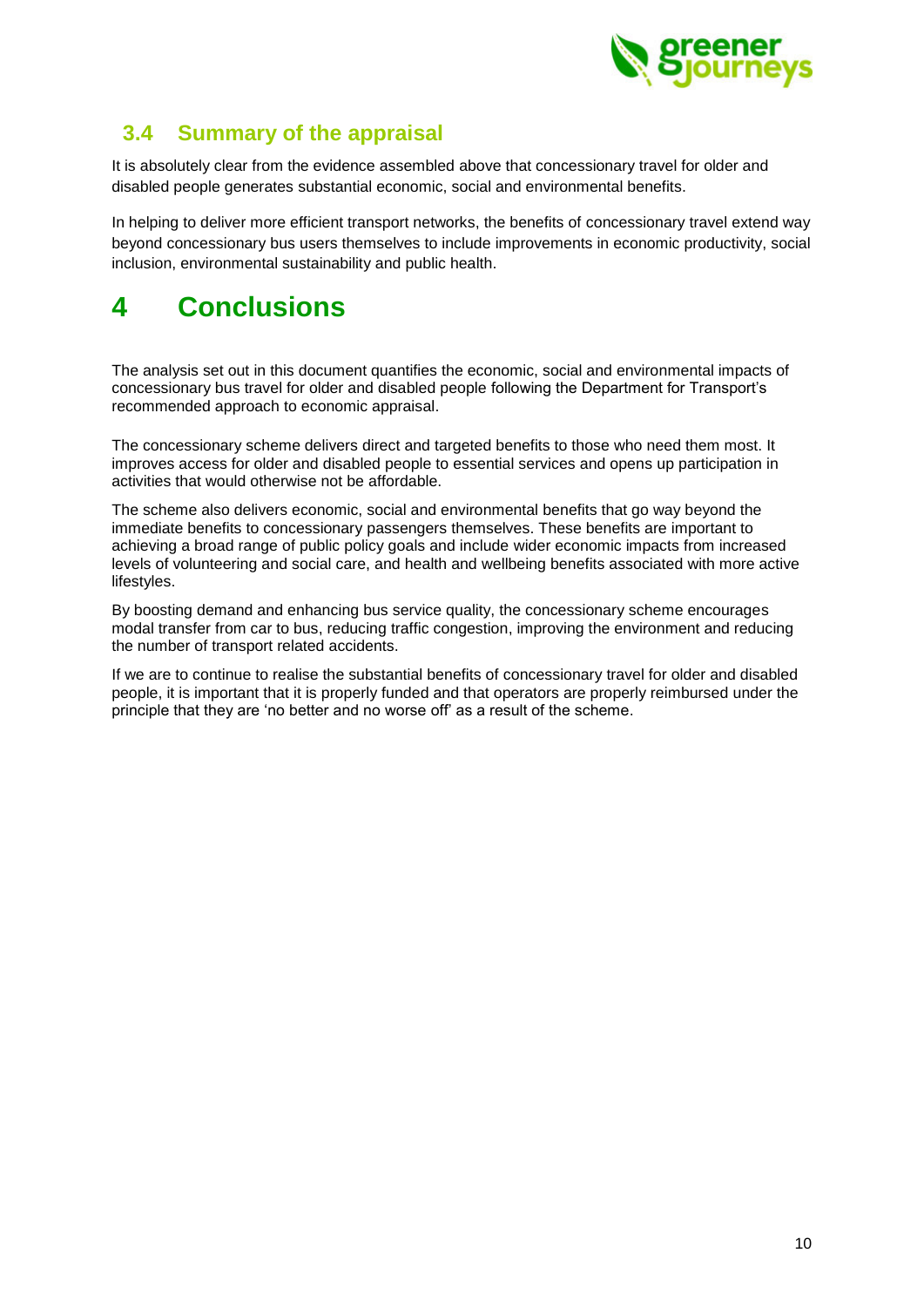## 3.4 Summary of the appraisal

It is absolutely clear from the evidence assembled above that concessionary travel for older and disabled people generates substantial economic, social and environmental benefits.

In helping to deliver more efficient transport networks, the benefits of concessionary travel extend way beyond concessionary bus users themselves to include improvements in economic productivity, social inclusion, environmental sustainability and public health.

# 4 Conclusions

The analysis set out in this document quantifies the economic, social and environmental impacts of concessionary bus travel for older and disabled people following the Department for Transport's recommended approach to economic appraisal.

The concessionary scheme delivers direct and targeted benefits to those who need them most. It improves access for older and disabled people to essential services and opens up participation in activities that would otherwise not be affordable.

The scheme also delivers economic, social and environmental benefits that go way beyond the immediate benefits to concessionary passengers themselves. These benefits are important to achieving a broad range of public policy goals and include wider economic impacts from increased levels of volunteering and social care, and health and wellbeing benefits associated with more active lifestyles.

By boosting demand and enhancing bus service quality, the concessionary scheme encourages modal transfer from car to bus, reducing traffic congestion, improving the environment and reducing the number of transport related accidents.

If we are to continue to realise the substantial benefits of concessionary travel for older and disabled people, it is important that it is properly funded and that operators are properly reimbursed under the principle that they are 'no better and no worse off' as a result of the scheme.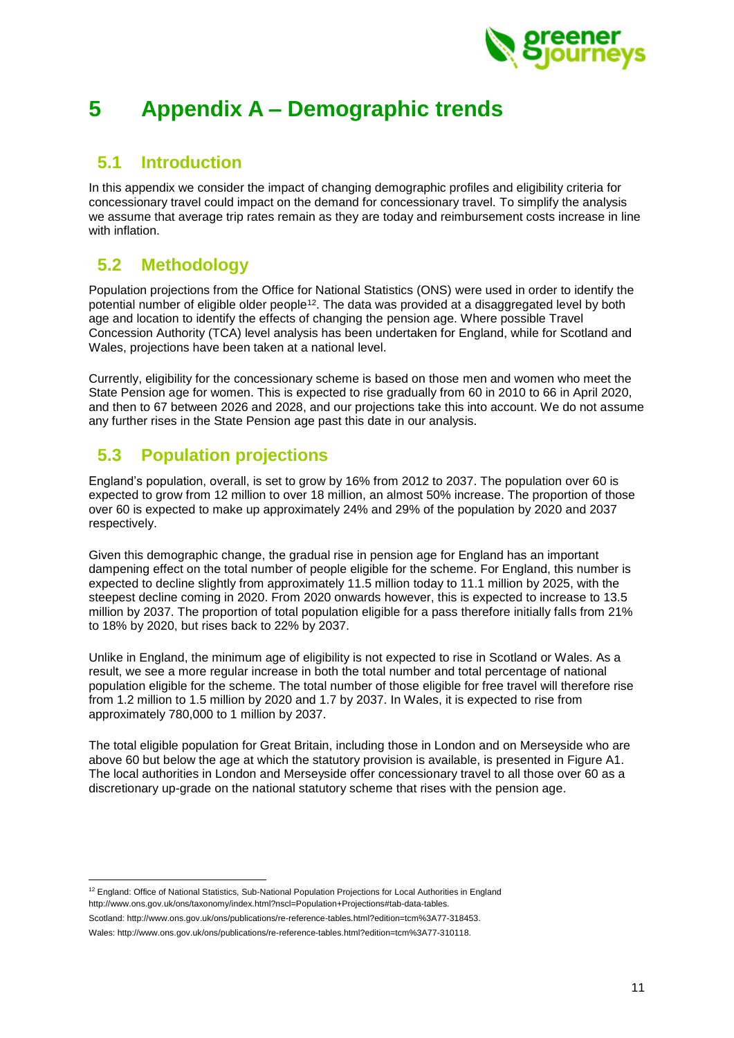# 5 Appendix A – Demographic trends

## 5.1 Introduction

In this appendix we consider the impact of changing demographic profiles and eligibility criteria for concessionary travel could impact on the demand for concessionary travel. To simplify the analysis we assume that average trip rates remain as they are today and reimbursement costs increase in line with inflation.

## 5.2 Methodology

Population projections from the Office for National Statistics (ONS) were used in order to identify the potential number of eligible older people[12]. The data was provided at a disaggregated level by both age and location to identify the effects of changing the pension age. Where possible Travel Concession Authority (TCA) level analysis has been undertaken for England, while for Scotland and Wales, projections have been taken at a national level.

Currently, eligibility for the concessionary scheme is based on those men and women who meet the State Pension age for women. This is expected to rise gradually from 60 in 2010 to 66 in April 2020, and then to 67 between 2026 and 2028, and our projections take this into account. We do not assume any further rises in the State Pension age past this date in our analysis.

## 5.3 Population projections

England's population, overall, is set to grow by 16% from 2012 to 2037. The population over 60 is expected to grow from 12 million to over 18 million, an almost 50% increase. The proportion of those over 60 is expected to make up approximately 24% and 29% of the population by 2020 and 2037 respectively.

Given this demographic change, the gradual rise in pension age for England has an important dampening effect on the total number of people eligible for the scheme. For England, this number is expected to decline slightly from approximately 11.5 million today to 11.1 million by 2025, with the steepest decline coming in 2020. From 2020 onwards however, this is expected to increase to 13.5 million by 2037. The proportion of total population eligible for a pass therefore initially falls from 21% to 18% by 2020, but rises back to 22% by 2037.

Unlike in England, the minimum age of eligibility is not expected to rise in Scotland or Wales. As a result, we see a more regular increase in both the total number and total percentage of national population eligible for the scheme. The total number of those eligible for free travel will therefore rise from 1.2 million to 1.5 million by 2020 and 1.7 by 2037. In Wales, it is expected to rise from approximately 780,000 to 1 million by 2037.

The total eligible population for Great Britain, including those in London and on Merseyside who are above 60 but below the age at which the statutory provision is available, is presented in Figure A1. The local authorities in London and Merseyside offer concessionary travel to all those over 60 as a discretionary up-grade on the national statutory scheme that rises with the pension age.

---

[12] England: Office of National Statistics, Sub-National Population Projections for Local Authorities in England http://www.ons.gov.uk/ons/taxonomy/index.html?nscl=Population+Projections#tab-data-tables.
Scotland: http://www.ons.gov.uk/ons/publications/re-reference-tables.html?edition=tcm%3A77-318453.
Wales: http://www.ons.gov.uk/ons/publications/re-reference-tables.html?edition=tcm%3A77-310118.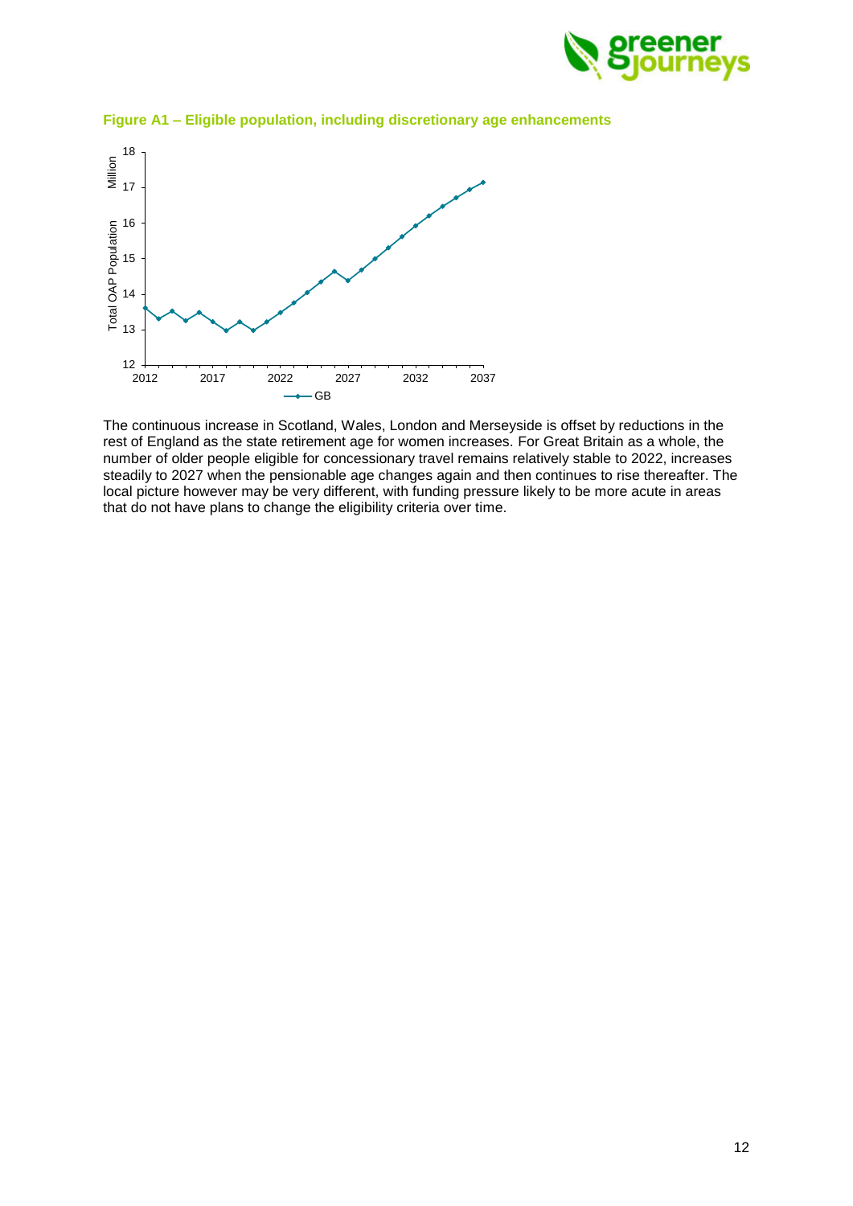**Figure A1 – Eligible population, including discretionary age enhancements**

The continuous increase in Scotland, Wales, London and Merseyside is offset by reductions in the rest of England as the state retirement age for women increases. For Great Britain as a whole, the number of older people eligible for concessionary travel remains relatively stable to 2022, increases steadily to 2027 when the pensionable age changes again and then continues to rise thereafter. The local picture however may be very different, with funding pressure likely to be more acute in areas that do not have plans to change the eligibility criteria over time.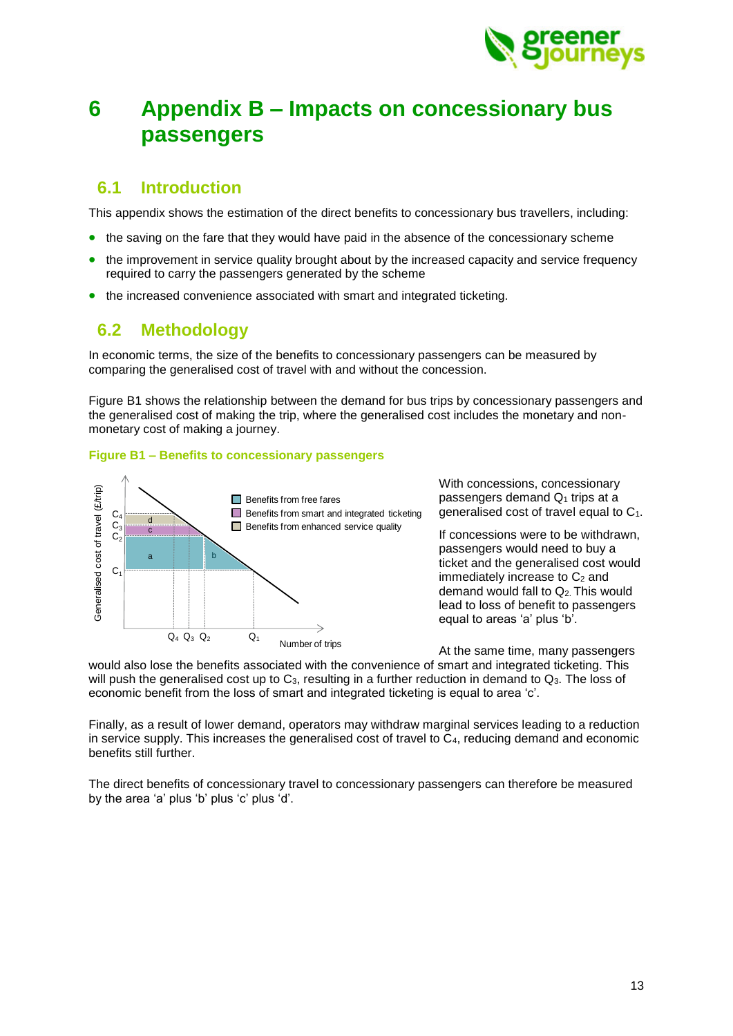# 6 Appendix B – Impacts on concessionary bus passengers

## 6.1 Introduction

This appendix shows the estimation of the direct benefits to concessionary bus travellers, including:

- the saving on the fare that they would have paid in the absence of the concessionary scheme
- the improvement in service quality brought about by the increased capacity and service frequency required to carry the passengers generated by the scheme
- the increased convenience associated with smart and integrated ticketing.

## 6.2 Methodology

In economic terms, the size of the benefits to concessionary passengers can be measured by comparing the generalised cost of travel with and without the concession.

Figure B1 shows the relationship between the demand for bus trips by concessionary passengers and the generalised cost of making the trip, where the generalised cost includes the monetary and non-monetary cost of making a journey.

**Figure B1 – Benefits to concessionary passengers**

With concessions, concessionary passengers demand $Q_1$ trips at a generalised cost of travel equal to $C_1$.

If concessions were to be withdrawn, passengers would need to buy a ticket and the generalised cost would immediately increase to $C_2$ and demand would fall to $Q_2$. This would lead to loss of benefit to passengers equal to areas 'a' plus 'b'.

At the same time, many passengers would also lose the benefits associated with the convenience of smart and integrated ticketing. This will push the generalised cost up to $C_3$, resulting in a further reduction in demand to $Q_3$. The loss of economic benefit from the loss of smart and integrated ticketing is equal to area 'c'.

Finally, as a result of lower demand, operators may withdraw marginal services leading to a reduction in service supply. This increases the generalised cost of travel to $C_4$, reducing demand and economic benefits still further.

The direct benefits of concessionary travel to concessionary passengers can therefore be measured by the area 'a' plus 'b' plus 'c' plus 'd'.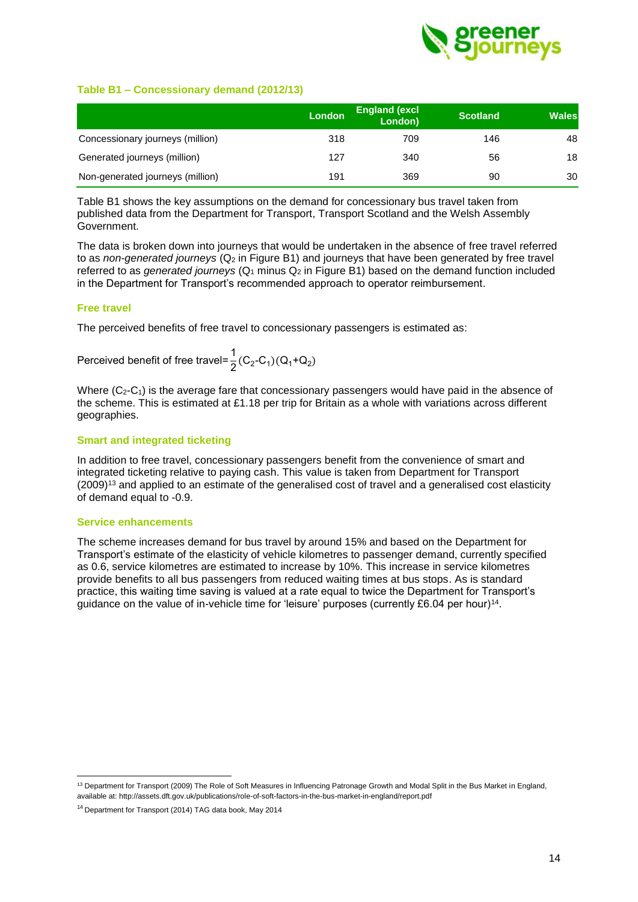### Table B1 – Concessionary demand (2012/13)

| | London | England (excl London) | Scotland | Wales |
|---|---|---|---|---|
| Concessionary journeys (million) | 318 | 709 | 146 | 48 |
| Generated journeys (million) | 127 | 340 | 56 | 18 |
| Non-generated journeys (million) | 191 | 369 | 90 | 30 |

Table B1 shows the key assumptions on the demand for concessionary bus travel taken from published data from the Department for Transport, Transport Scotland and the Welsh Assembly Government.

The data is broken down into journeys that would be undertaken in the absence of free travel referred to as *non-generated journeys* ($Q_2$ in Figure B1) and journeys that have been generated by free travel referred to as *generated journeys* ($Q_1$ minus $Q_2$ in Figure B1) based on the demand function included in the Department for Transport's recommended approach to operator reimbursement.

#### Free travel

The perceived benefits of free travel to concessionary passengers is estimated as:

$$\text{Perceived benefit of free travel} = \frac{1}{2}(C_2 - C_1)(Q_1 + Q_2)$$

Where $(C_2 - C_1)$ is the average fare that concessionary passengers would have paid in the absence of the scheme. This is estimated at £1.18 per trip for Britain as a whole with variations across different geographies.

#### Smart and integrated ticketing

In addition to free travel, concessionary passengers benefit from the convenience of smart and integrated ticketing relative to paying cash. This value is taken from Department for Transport (2009)[13] and applied to an estimate of the generalised cost of travel and a generalised cost elasticity of demand equal to -0.9.

#### Service enhancements

The scheme increases demand for bus travel by around 15% and based on the Department for Transport's estimate of the elasticity of vehicle kilometres to passenger demand, currently specified as 0.6, service kilometres are estimated to increase by 10%. This increase in service kilometres provide benefits to all bus passengers from reduced waiting times at bus stops. As is standard practice, this waiting time saving is valued at a rate equal to twice the Department for Transport's guidance on the value of in-vehicle time for 'leisure' purposes (currently £6.04 per hour)[14].

---

[13] Department for Transport (2009) The Role of Soft Measures in Influencing Patronage Growth and Modal Split in the Bus Market in England, available at: http://assets.dft.gov.uk/publications/role-of-soft-factors-in-the-bus-market-in-england/report.pdf

[14] Department for Transport (2014) TAG data book, May 2014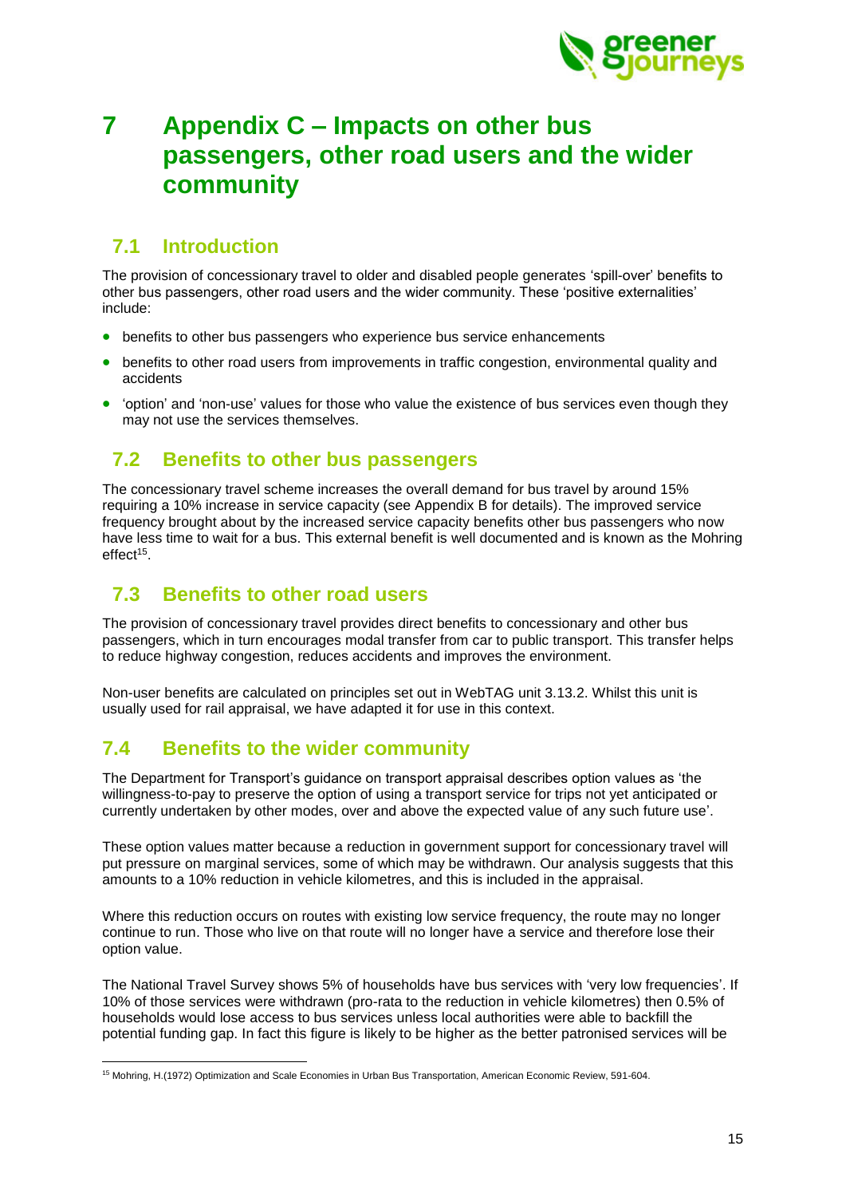# 7 Appendix C – Impacts on other bus passengers, other road users and the wider community

## 7.1 Introduction

The provision of concessionary travel to older and disabled people generates 'spill-over' benefits to other bus passengers, other road users and the wider community. These 'positive externalities' include:

- benefits to other bus passengers who experience bus service enhancements
- benefits to other road users from improvements in traffic congestion, environmental quality and accidents
- 'option' and 'non-use' values for those who value the existence of bus services even though they may not use the services themselves.

## 7.2 Benefits to other bus passengers

The concessionary travel scheme increases the overall demand for bus travel by around 15% requiring a 10% increase in service capacity (see Appendix B for details). The improved service frequency brought about by the increased service capacity benefits other bus passengers who now have less time to wait for a bus. This external benefit is well documented and is known as the Mohring effect[15].

## 7.3 Benefits to other road users

The provision of concessionary travel provides direct benefits to concessionary and other bus passengers, which in turn encourages modal transfer from car to public transport. This transfer helps to reduce highway congestion, reduces accidents and improves the environment.

Non-user benefits are calculated on principles set out in WebTAG unit 3.13.2. Whilst this unit is usually used for rail appraisal, we have adapted it for use in this context.

## 7.4 Benefits to the wider community

The Department for Transport's guidance on transport appraisal describes option values as 'the willingness-to-pay to preserve the option of using a transport service for trips not yet anticipated or currently undertaken by other modes, over and above the expected value of any such future use'.

These option values matter because a reduction in government support for concessionary travel will put pressure on marginal services, some of which may be withdrawn. Our analysis suggests that this amounts to a 10% reduction in vehicle kilometres, and this is included in the appraisal.

Where this reduction occurs on routes with existing low service frequency, the route may no longer continue to run. Those who live on that route will no longer have a service and therefore lose their option value.

The National Travel Survey shows 5% of households have bus services with 'very low frequencies'. If 10% of those services were withdrawn (pro-rata to the reduction in vehicle kilometres) then 0.5% of households would lose access to bus services unless local authorities were able to backfill the potential funding gap. In fact this figure is likely to be higher as the better patronised services will be

[15] Mohring, H.(1972) Optimization and Scale Economies in Urban Bus Transportation, American Economic Review, 591-604.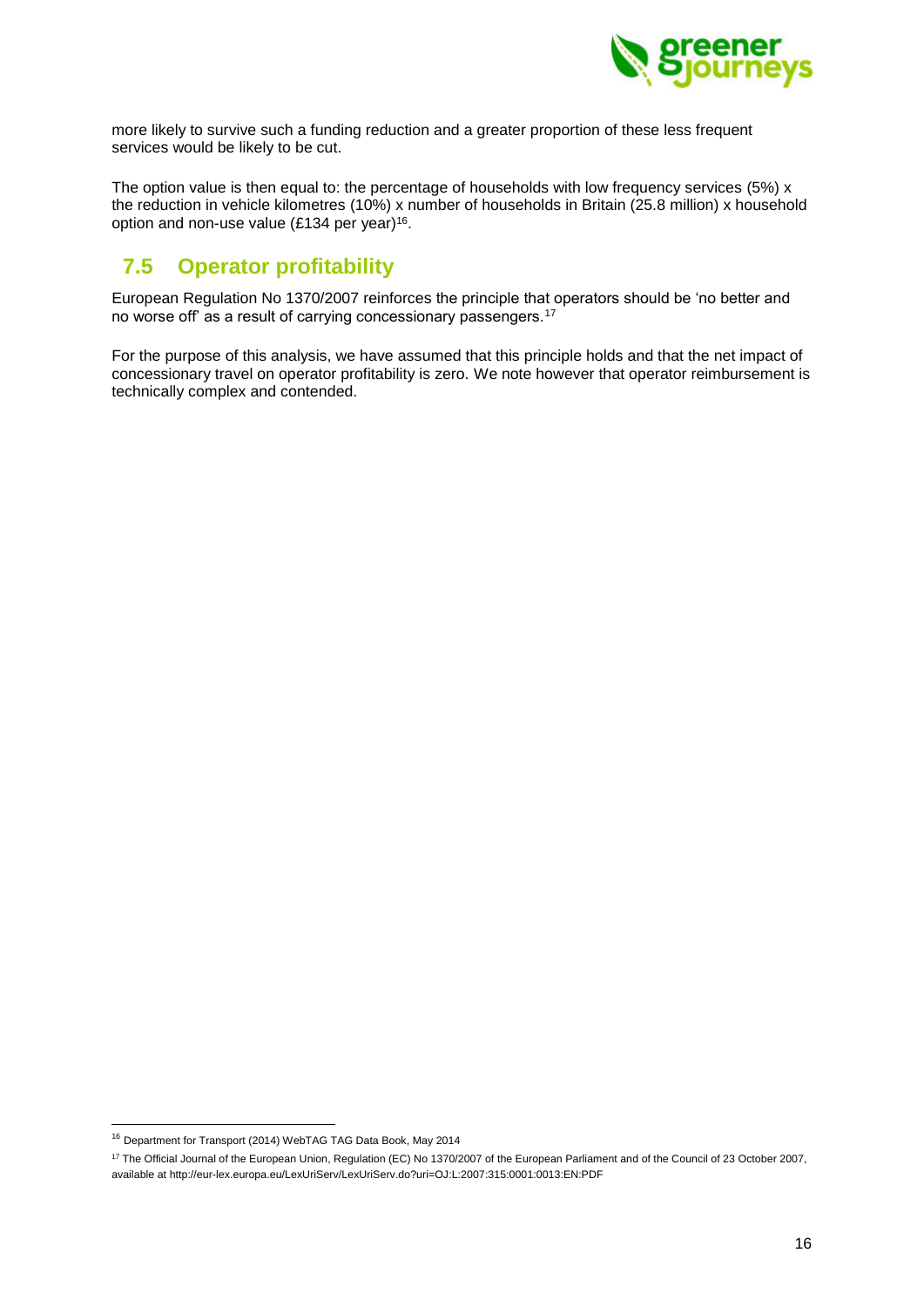more likely to survive such a funding reduction and a greater proportion of these less frequent services would be likely to be cut.

The option value is then equal to: the percentage of households with low frequency services (5%) x the reduction in vehicle kilometres (10%) x number of households in Britain (25.8 million) x household option and non-use value (£134 per year)[16].

## 7.5 Operator profitability

European Regulation No 1370/2007 reinforces the principle that operators should be 'no better and no worse off' as a result of carrying concessionary passengers.[17]

For the purpose of this analysis, we have assumed that this principle holds and that the net impact of concessionary travel on operator profitability is zero. We note however that operator reimbursement is technically complex and contended.

---

[16] Department for Transport (2014) WebTAG TAG Data Book, May 2014

[17] The Official Journal of the European Union, Regulation (EC) No 1370/2007 of the European Parliament and of the Council of 23 October 2007, available at http://eur-lex.europa.eu/LexUriServ/LexUriServ.do?uri=OJ:L:2007:315:0001:0013:EN:PDF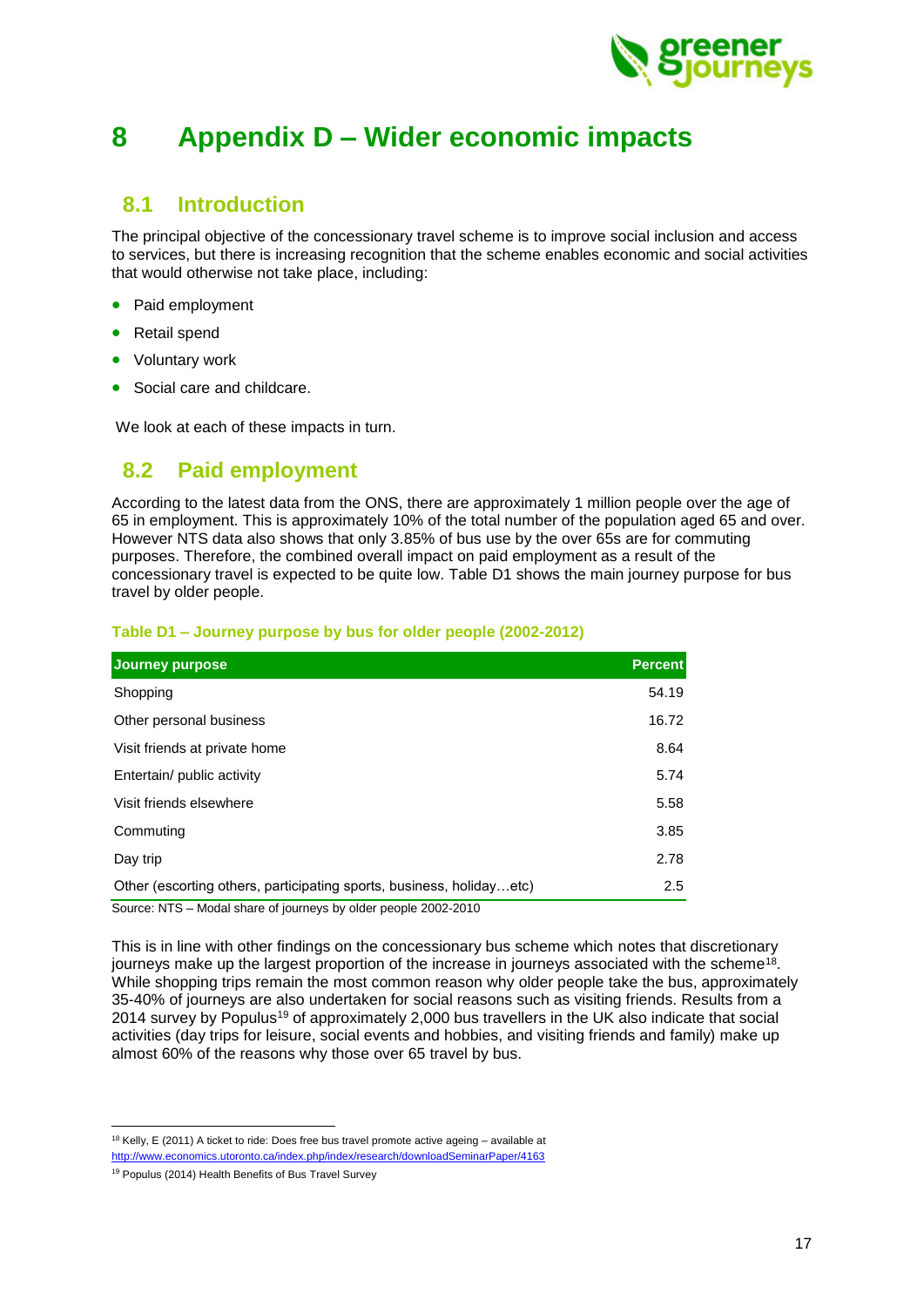# 8 Appendix D – Wider economic impacts

## 8.1 Introduction

The principal objective of the concessionary travel scheme is to improve social inclusion and access to services, but there is increasing recognition that the scheme enables economic and social activities that would otherwise not take place, including:

- Paid employment
- Retail spend
- Voluntary work
- Social care and childcare.

We look at each of these impacts in turn.

## 8.2 Paid employment

According to the latest data from the ONS, there are approximately 1 million people over the age of 65 in employment. This is approximately 10% of the total number of the population aged 65 and over. However NTS data also shows that only 3.85% of bus use by the over 65s are for commuting purposes. Therefore, the combined overall impact on paid employment as a result of the concessionary travel is expected to be quite low. Table D1 shows the main journey purpose for bus travel by older people.

**Table D1 – Journey purpose by bus for older people (2002-2012)**

| Journey purpose | Percent |
|---|---|
| Shopping | 54.19 |
| Other personal business | 16.72 |
| Visit friends at private home | 8.64 |
| Entertain/ public activity | 5.74 |
| Visit friends elsewhere | 5.58 |
| Commuting | 3.85 |
| Day trip | 2.78 |
| Other (escorting others, participating sports, business, holiday…etc) | 2.5 |

Source: NTS – Modal share of journeys by older people 2002-2010

This is in line with other findings on the concessionary bus scheme which notes that discretionary journeys make up the largest proportion of the increase in journeys associated with the scheme[18]. While shopping trips remain the most common reason why older people take the bus, approximately 35-40% of journeys are also undertaken for social reasons such as visiting friends. Results from a 2014 survey by Populus[19] of approximately 2,000 bus travellers in the UK also indicate that social activities (day trips for leisure, social events and hobbies, and visiting friends and family) make up almost 60% of the reasons why those over 65 travel by bus.

[18] Kelly, E (2011) A ticket to ride: Does free bus travel promote active ageing – available at http://www.economics.utoronto.ca/index.php/index/research/downloadSeminarPaper/4163

[19] Populus (2014) Health Benefits of Bus Travel Survey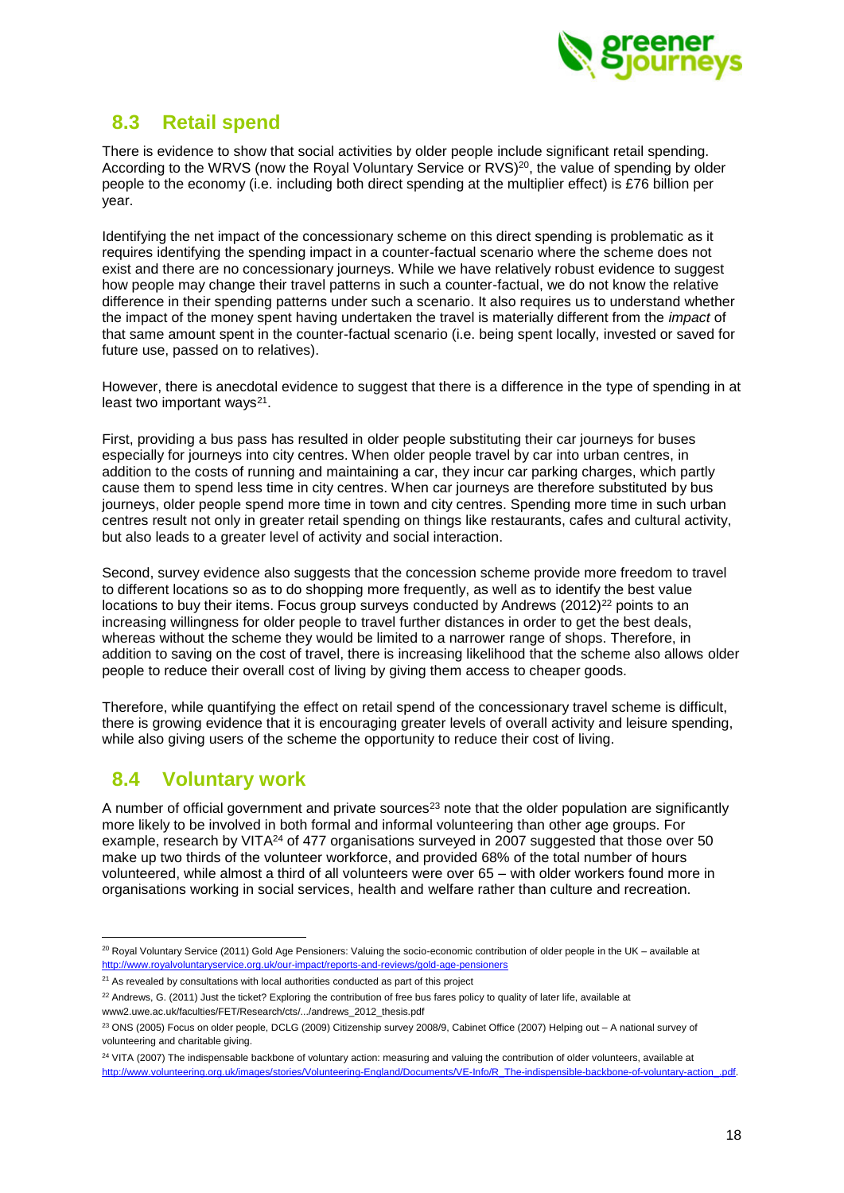## 8.3 Retail spend

There is evidence to show that social activities by older people include significant retail spending. According to the WRVS (now the Royal Voluntary Service or RVS)[20], the value of spending by older people to the economy (i.e. including both direct spending at the multiplier effect) is £76 billion per year.

Identifying the net impact of the concessionary scheme on this direct spending is problematic as it requires identifying the spending impact in a counter-factual scenario where the scheme does not exist and there are no concessionary journeys. While we have relatively robust evidence to suggest how people may change their travel patterns in such a counter-factual, we do not know the relative difference in their spending patterns under such a scenario. It also requires us to understand whether the impact of the money spent having undertaken the travel is materially different from the *impact* of that same amount spent in the counter-factual scenario (i.e. being spent locally, invested or saved for future use, passed on to relatives).

However, there is anecdotal evidence to suggest that there is a difference in the type of spending in at least two important ways[21].

First, providing a bus pass has resulted in older people substituting their car journeys for buses especially for journeys into city centres. When older people travel by car into urban centres, in addition to the costs of running and maintaining a car, they incur car parking charges, which partly cause them to spend less time in city centres. When car journeys are therefore substituted by bus journeys, older people spend more time in town and city centres. Spending more time in such urban centres result not only in greater retail spending on things like restaurants, cafes and cultural activity, but also leads to a greater level of activity and social interaction.

Second, survey evidence also suggests that the concession scheme provide more freedom to travel to different locations so as to do shopping more frequently, as well as to identify the best value locations to buy their items. Focus group surveys conducted by Andrews (2012)[22] points to an increasing willingness for older people to travel further distances in order to get the best deals, whereas without the scheme they would be limited to a narrower range of shops. Therefore, in addition to saving on the cost of travel, there is increasing likelihood that the scheme also allows older people to reduce their overall cost of living by giving them access to cheaper goods.

Therefore, while quantifying the effect on retail spend of the concessionary travel scheme is difficult, there is growing evidence that it is encouraging greater levels of overall activity and leisure spending, while also giving users of the scheme the opportunity to reduce their cost of living.

## 8.4 Voluntary work

A number of official government and private sources[23] note that the older population are significantly more likely to be involved in both formal and informal volunteering than other age groups. For example, research by VITA[24] of 477 organisations surveyed in 2007 suggested that those over 50 make up two thirds of the volunteer workforce, and provided 68% of the total number of hours volunteered, while almost a third of all volunteers were over 65 – with older workers found more in organisations working in social services, health and welfare rather than culture and recreation.

---

[20] Royal Voluntary Service (2011) Gold Age Pensioners: Valuing the socio-economic contribution of older people in the UK – available at http://www.royalvoluntaryservice.org.uk/our-impact/reports-and-reviews/gold-age-pensioners

[21] As revealed by consultations with local authorities conducted as part of this project

[22] Andrews, G. (2011) Just the ticket? Exploring the contribution of free bus fares policy to quality of later life, available at www2.uwe.ac.uk/faculties/FET/Research/cts/.../andrews_2012_thesis.pdf

[23] ONS (2005) Focus on older people, DCLG (2009) Citizenship survey 2008/9, Cabinet Office (2007) Helping out – A national survey of volunteering and charitable giving.

[24] VITA (2007) The indispensable backbone of voluntary action: measuring and valuing the contribution of older volunteers, available at http://www.volunteering.org.uk/images/stories/Volunteering-England/Documents/VE-Info/R_The-indispensible-backbone-of-voluntary-action_.pdf.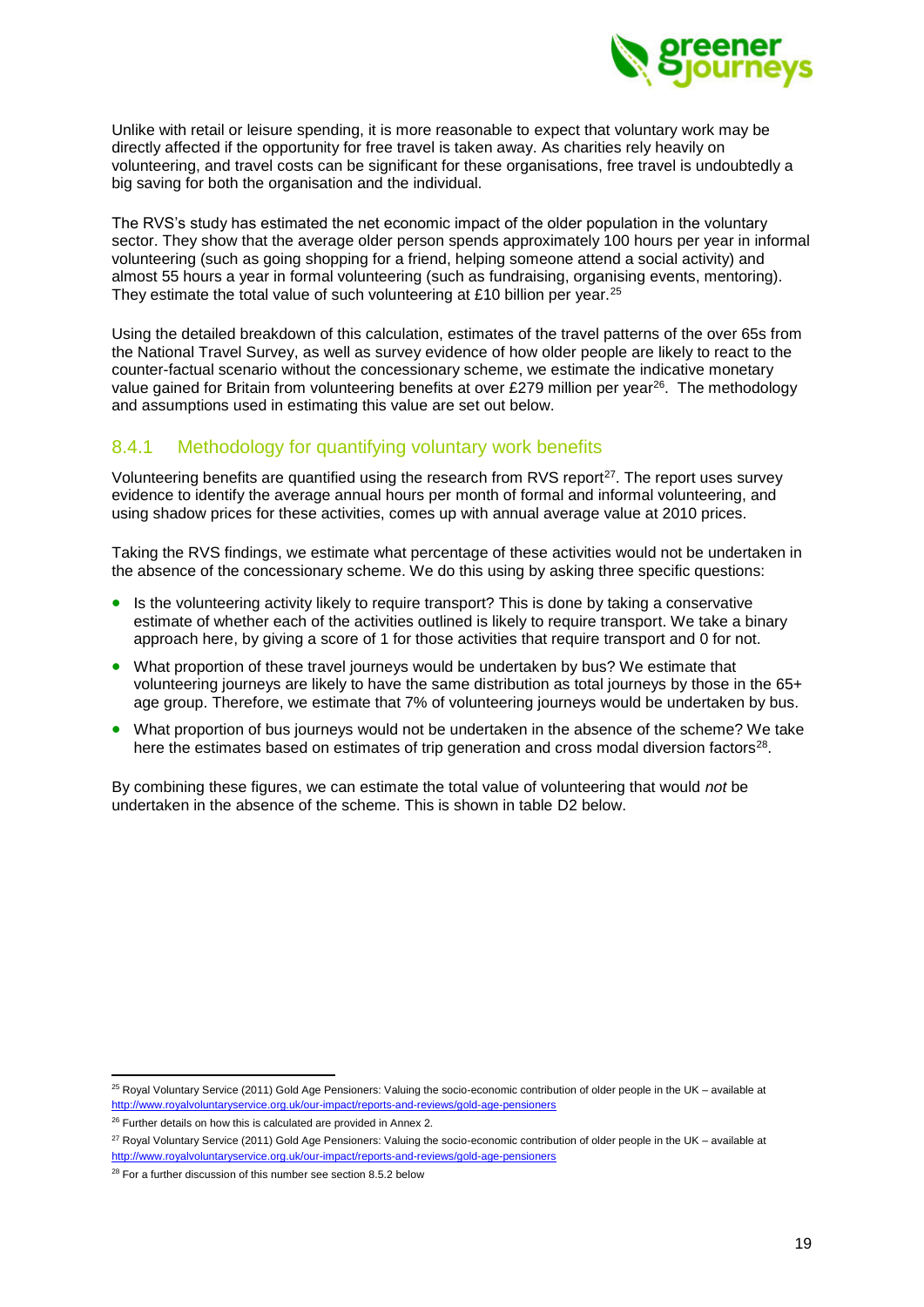Unlike with retail or leisure spending, it is more reasonable to expect that voluntary work may be directly affected if the opportunity for free travel is taken away. As charities rely heavily on volunteering, and travel costs can be significant for these organisations, free travel is undoubtedly a big saving for both the organisation and the individual.

The RVS's study has estimated the net economic impact of the older population in the voluntary sector. They show that the average older person spends approximately 100 hours per year in informal volunteering (such as going shopping for a friend, helping someone attend a social activity) and almost 55 hours a year in formal volunteering (such as fundraising, organising events, mentoring). They estimate the total value of such volunteering at £10 billion per year.[25]

Using the detailed breakdown of this calculation, estimates of the travel patterns of the over 65s from the National Travel Survey, as well as survey evidence of how older people are likely to react to the counter-factual scenario without the concessionary scheme, we estimate the indicative monetary value gained for Britain from volunteering benefits at over £279 million per year[26]. The methodology and assumptions used in estimating this value are set out below.

### 8.4.1 Methodology for quantifying voluntary work benefits

Volunteering benefits are quantified using the research from RVS report[27]. The report uses survey evidence to identify the average annual hours per month of formal and informal volunteering, and using shadow prices for these activities, comes up with annual average value at 2010 prices.

Taking the RVS findings, we estimate what percentage of these activities would not be undertaken in the absence of the concessionary scheme. We do this using by asking three specific questions:

- Is the volunteering activity likely to require transport? This is done by taking a conservative estimate of whether each of the activities outlined is likely to require transport. We take a binary approach here, by giving a score of 1 for those activities that require transport and 0 for not.
- What proportion of these travel journeys would be undertaken by bus? We estimate that volunteering journeys are likely to have the same distribution as total journeys by those in the 65+ age group. Therefore, we estimate that 7% of volunteering journeys would be undertaken by bus.
- What proportion of bus journeys would not be undertaken in the absence of the scheme? We take here the estimates based on estimates of trip generation and cross modal diversion factors[28].

By combining these figures, we can estimate the total value of volunteering that would *not* be undertaken in the absence of the scheme. This is shown in table D2 below.

---

[25] Royal Voluntary Service (2011) Gold Age Pensioners: Valuing the socio-economic contribution of older people in the UK – available at http://www.royalvoluntaryservice.org.uk/our-impact/reports-and-reviews/gold-age-pensioners

[26] Further details on how this is calculated are provided in Annex 2.

[27] Royal Voluntary Service (2011) Gold Age Pensioners: Valuing the socio-economic contribution of older people in the UK – available at http://www.royalvoluntaryservice.org.uk/our-impact/reports-and-reviews/gold-age-pensioners

[28] For a further discussion of this number see section 8.5.2 below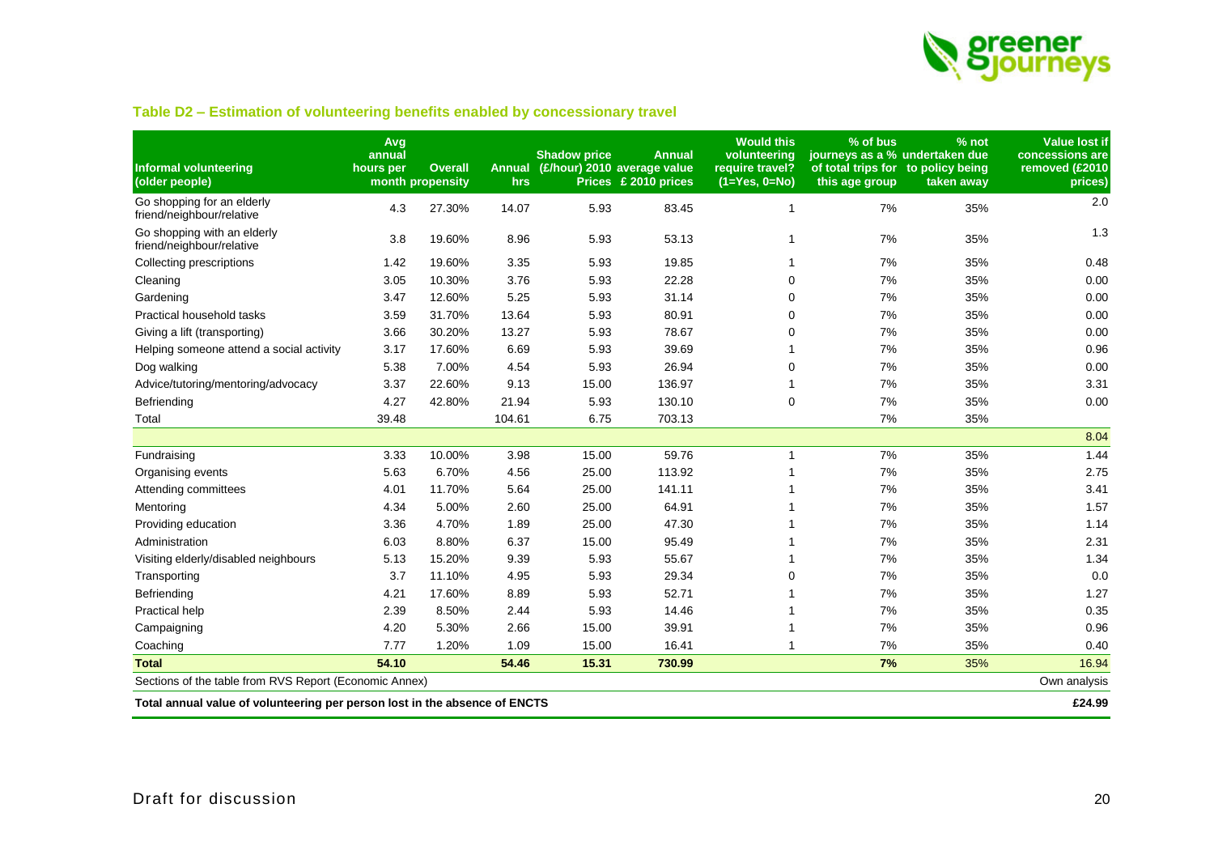### Table D2 – Estimation of volunteering benefits enabled by concessionary travel

| Informal volunteering (older people) | Avg annual hours per month | Overall propensity | Annual hrs | Shadow price (£/hour) 2010 Prices | Annual average value £ 2010 prices | Would this volunteering require travel? (1=Yes, 0=No) | % of bus journeys as a % of total trips for this age group | % not undertaken due to policy being taken away | Value lost if concessions are removed (£2010 prices) |
|---|---|---|---|---|---|---|---|---|---|
| Go shopping for an elderly friend/neighbour/relative | 4.3 | 27.30% | 14.07 | 5.93 | 83.45 | 1 | 7% | 35% | 2.0 |
| Go shopping with an elderly friend/neighbour/relative | 3.8 | 19.60% | 8.96 | 5.93 | 53.13 | 1 | 7% | 35% | 1.3 |
| Collecting prescriptions | 1.42 | 19.60% | 3.35 | 5.93 | 19.85 | 1 | 7% | 35% | 0.48 |
| Cleaning | 3.05 | 10.30% | 3.76 | 5.93 | 22.28 | 0 | 7% | 35% | 0.00 |
| Gardening | 3.47 | 12.60% | 5.25 | 5.93 | 31.14 | 0 | 7% | 35% | 0.00 |
| Practical household tasks | 3.59 | 31.70% | 13.64 | 5.93 | 80.91 | 0 | 7% | 35% | 0.00 |
| Giving a lift (transporting) | 3.66 | 30.20% | 13.27 | 5.93 | 78.67 | 0 | 7% | 35% | 0.00 |
| Helping someone attend a social activity | 3.17 | 17.60% | 6.69 | 5.93 | 39.69 | 1 | 7% | 35% | 0.96 |
| Dog walking | 5.38 | 7.00% | 4.54 | 5.93 | 26.94 | 0 | 7% | 35% | 0.00 |
| Advice/tutoring/mentoring/advocacy | 3.37 | 22.60% | 9.13 | 15.00 | 136.97 | 1 | 7% | 35% | 3.31 |
| Befriending | 4.27 | 42.80% | 21.94 | 5.93 | 130.10 | 0 | 7% | 35% | 0.00 |
| Total | 39.48 | | 104.61 | 6.75 | 703.13 | | 7% | 35% | |
| | | | | | | | | | 8.04 |
| Fundraising | 3.33 | 10.00% | 3.98 | 15.00 | 59.76 | 1 | 7% | 35% | 1.44 |
| Organising events | 5.63 | 6.70% | 4.56 | 25.00 | 113.92 | 1 | 7% | 35% | 2.75 |
| Attending committees | 4.01 | 11.70% | 5.64 | 25.00 | 141.11 | 1 | 7% | 35% | 3.41 |
| Mentoring | 4.34 | 5.00% | 2.60 | 25.00 | 64.91 | 1 | 7% | 35% | 1.57 |
| Providing education | 3.36 | 4.70% | 1.89 | 25.00 | 47.30 | 1 | 7% | 35% | 1.14 |
| Administration | 6.03 | 8.80% | 6.37 | 15.00 | 95.49 | 1 | 7% | 35% | 2.31 |
| Visiting elderly/disabled neighbours | 5.13 | 15.20% | 9.39 | 5.93 | 55.67 | 1 | 7% | 35% | 1.34 |
| Transporting | 3.7 | 11.10% | 4.95 | 5.93 | 29.34 | 0 | 7% | 35% | 0.0 |
| Befriending | 4.21 | 17.60% | 8.89 | 5.93 | 52.71 | 1 | 7% | 35% | 1.27 |
| Practical help | 2.39 | 8.50% | 2.44 | 5.93 | 14.46 | 1 | 7% | 35% | 0.35 |
| Campaigning | 4.20 | 5.30% | 2.66 | 15.00 | 39.91 | 1 | 7% | 35% | 0.96 |
| Coaching | 7.77 | 1.20% | 1.09 | 15.00 | 16.41 | 1 | 7% | 35% | 0.40 |
| **Total** | **54.10** | | **54.46** | **15.31** | **730.99** | | **7%** | 35% | 16.94 |
| Sections of the table from RVS Report (Economic Annex) | | | | | | | | | Own analysis |
| **Total annual value of volunteering per person lost in the absence of ENCTS** | | | | | | | | | **£24.99** |

Draft for discussion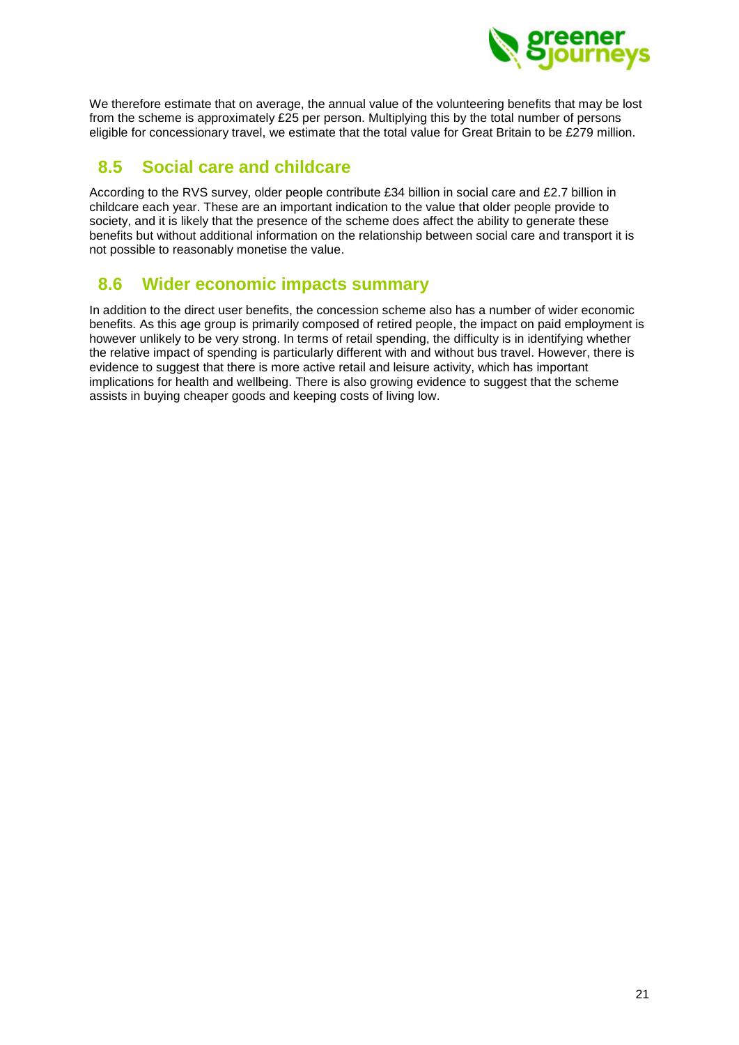We therefore estimate that on average, the annual value of the volunteering benefits that may be lost from the scheme is approximately £25 per person. Multiplying this by the total number of persons eligible for concessionary travel, we estimate that the total value for Great Britain to be £279 million.

## 8.5 Social care and childcare

According to the RVS survey, older people contribute £34 billion in social care and £2.7 billion in childcare each year. These are an important indication to the value that older people provide to society, and it is likely that the presence of the scheme does affect the ability to generate these benefits but without additional information on the relationship between social care and transport it is not possible to reasonably monetise the value.

## 8.6 Wider economic impacts summary

In addition to the direct user benefits, the concession scheme also has a number of wider economic benefits. As this age group is primarily composed of retired people, the impact on paid employment is however unlikely to be very strong. In terms of retail spending, the difficulty is in identifying whether the relative impact of spending is particularly different with and without bus travel. However, there is evidence to suggest that there is more active retail and leisure activity, which has important implications for health and wellbeing. There is also growing evidence to suggest that the scheme assists in buying cheaper goods and keeping costs of living low.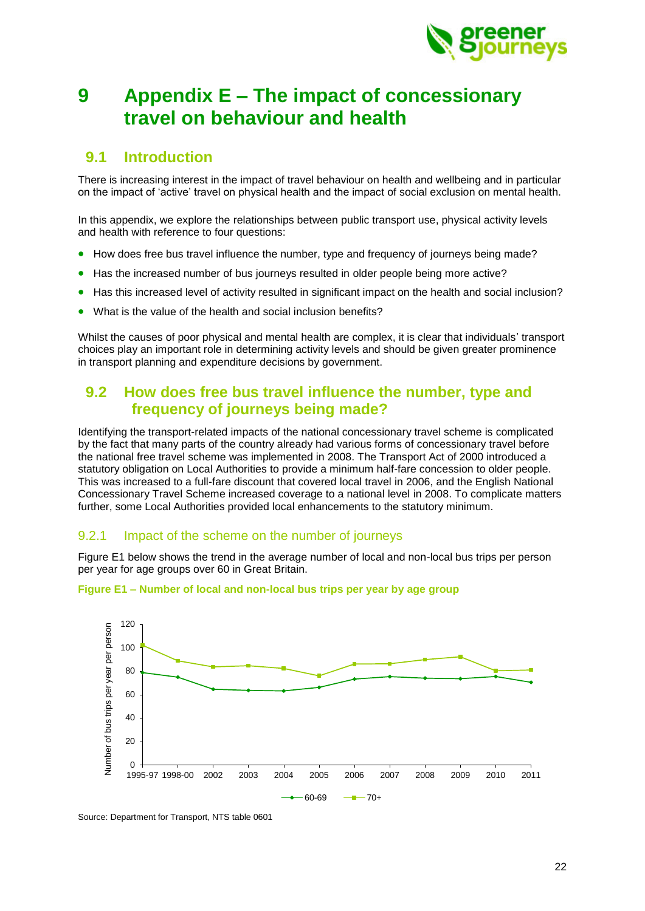# 9 Appendix E – The impact of concessionary travel on behaviour and health

## 9.1 Introduction

There is increasing interest in the impact of travel behaviour on health and wellbeing and in particular on the impact of 'active' travel on physical health and the impact of social exclusion on mental health.

In this appendix, we explore the relationships between public transport use, physical activity levels and health with reference to four questions:

- How does free bus travel influence the number, type and frequency of journeys being made?
- Has the increased number of bus journeys resulted in older people being more active?
- Has this increased level of activity resulted in significant impact on the health and social inclusion?
- What is the value of the health and social inclusion benefits?

Whilst the causes of poor physical and mental health are complex, it is clear that individuals' transport choices play an important role in determining activity levels and should be given greater prominence in transport planning and expenditure decisions by government.

## 9.2 How does free bus travel influence the number, type and frequency of journeys being made?

Identifying the transport-related impacts of the national concessionary travel scheme is complicated by the fact that many parts of the country already had various forms of concessionary travel before the national free travel scheme was implemented in 2008. The Transport Act of 2000 introduced a statutory obligation on Local Authorities to provide a minimum half-fare concession to older people. This was increased to a full-fare discount that covered local travel in 2006, and the English National Concessionary Travel Scheme increased coverage to a national level in 2008. To complicate matters further, some Local Authorities provided local enhancements to the statutory minimum.

### 9.2.1 Impact of the scheme on the number of journeys

Figure E1 below shows the trend in the average number of local and non-local bus trips per person per year for age groups over 60 in Great Britain.

**Figure E1 – Number of local and non-local bus trips per year by age group**

Source: Department for Transport, NTS table 0601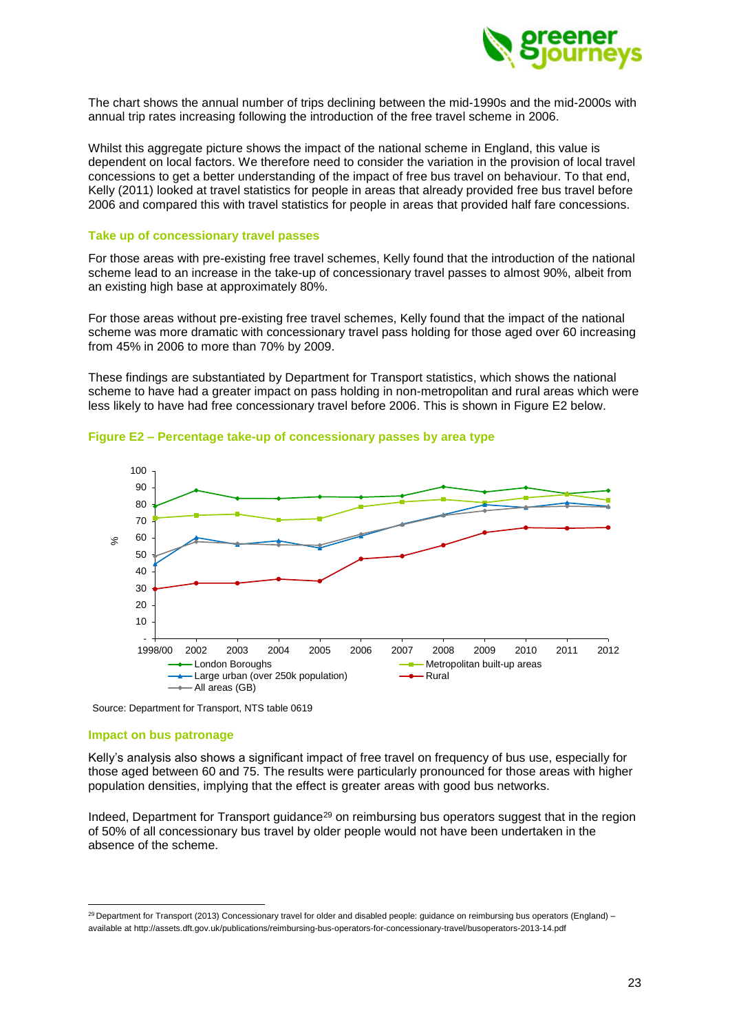The chart shows the annual number of trips declining between the mid-1990s and the mid-2000s with annual trip rates increasing following the introduction of the free travel scheme in 2006.

Whilst this aggregate picture shows the impact of the national scheme in England, this value is dependent on local factors. We therefore need to consider the variation in the provision of local travel concessions to get a better understanding of the impact of free bus travel on behaviour. To that end, Kelly (2011) looked at travel statistics for people in areas that already provided free bus travel before 2006 and compared this with travel statistics for people in areas that provided half fare concessions.

### Take up of concessionary travel passes

For those areas with pre-existing free travel schemes, Kelly found that the introduction of the national scheme lead to an increase in the take-up of concessionary travel passes to almost 90%, albeit from an existing high base at approximately 80%.

For those areas without pre-existing free travel schemes, Kelly found that the impact of the national scheme was more dramatic with concessionary travel pass holding for those aged over 60 increasing from 45% in 2006 to more than 70% by 2009.

These findings are substantiated by Department for Transport statistics, which shows the national scheme to have had a greater impact on pass holding in non-metropolitan and rural areas which were less likely to have had free concessionary travel before 2006. This is shown in Figure E2 below.

**Figure E2 – Percentage take-up of concessionary passes by area type**

Source: Department for Transport, NTS table 0619

### Impact on bus patronage

Kelly's analysis also shows a significant impact of free travel on frequency of bus use, especially for those aged between 60 and 75. The results were particularly pronounced for those areas with higher population densities, implying that the effect is greater areas with good bus networks.

Indeed, Department for Transport guidance[29] on reimbursing bus operators suggest that in the region of 50% of all concessionary bus travel by older people would not have been undertaken in the absence of the scheme.

[29] Department for Transport (2013) Concessionary travel for older and disabled people: guidance on reimbursing bus operators (England) – available at http://assets.dft.gov.uk/publications/reimbursing-bus-operators-for-concessionary-travel/busoperators-2013-14.pdf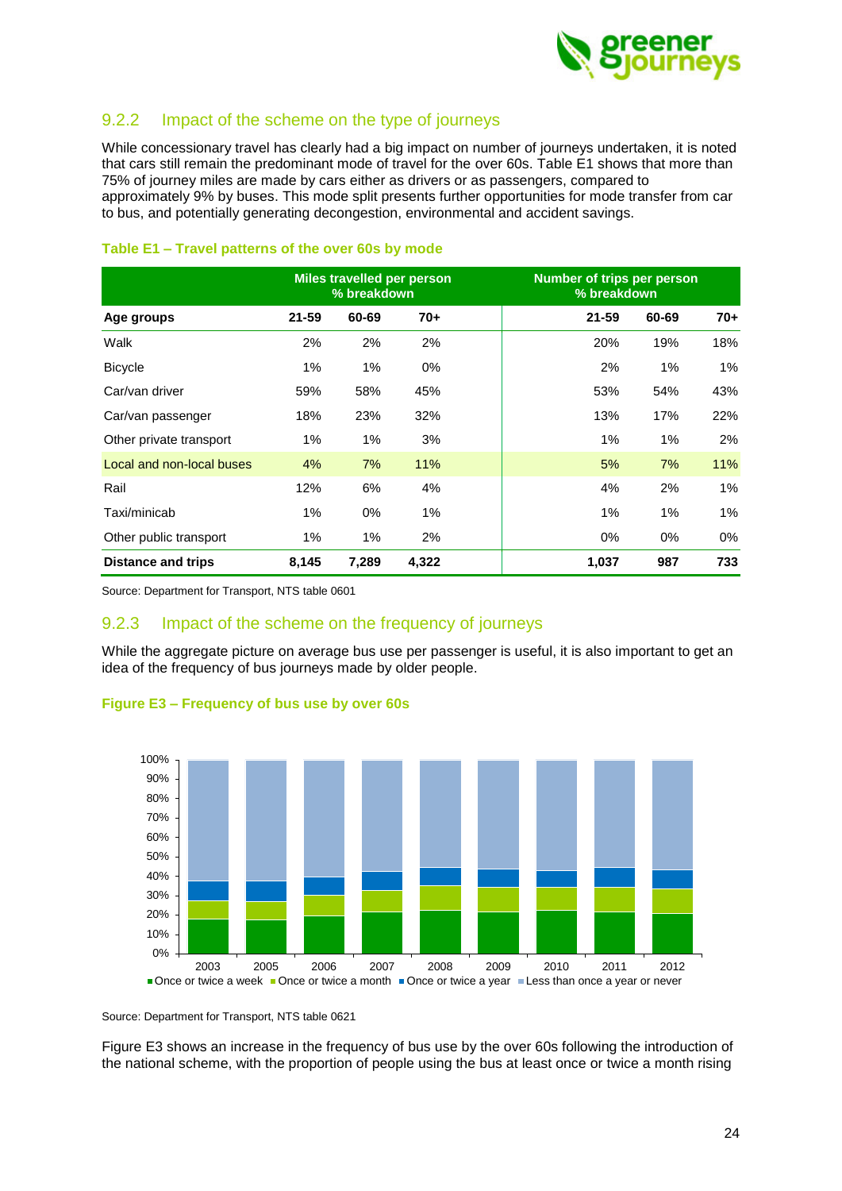### 9.2.2 Impact of the scheme on the type of journeys

While concessionary travel has clearly had a big impact on number of journeys undertaken, it is noted that cars still remain the predominant mode of travel for the over 60s. Table E1 shows that more than 75% of journey miles are made by cars either as drivers or as passengers, compared to approximately 9% by buses. This mode split presents further opportunities for mode transfer from car to bus, and potentially generating decongestion, environmental and accident savings.

**Table E1 – Travel patterns of the over 60s by mode**

| | Miles travelled per person % breakdown | | | Number of trips per person % breakdown | | |
|---|---|---|---|---|---|---|
| **Age groups** | **21-59** | **60-69** | **70+** | **21-59** | **60-69** | **70+** |
| Walk | 2% | 2% | 2% | 20% | 19% | 18% |
| Bicycle | 1% | 1% | 0% | 2% | 1% | 1% |
| Car/van driver | 59% | 58% | 45% | 53% | 54% | 43% |
| Car/van passenger | 18% | 23% | 32% | 13% | 17% | 22% |
| Other private transport | 1% | 1% | 3% | 1% | 1% | 2% |
| Local and non-local buses | 4% | 7% | 11% | 5% | 7% | 11% |
| Rail | 12% | 6% | 4% | 4% | 2% | 1% |
| Taxi/minicab | 1% | 0% | 1% | 1% | 1% | 1% |
| Other public transport | 1% | 1% | 2% | 0% | 0% | 0% |
| **Distance and trips** | **8,145** | **7,289** | **4,322** | **1,037** | **987** | **733** |

Source: Department for Transport, NTS table 0601

### 9.2.3 Impact of the scheme on the frequency of journeys

While the aggregate picture on average bus use per passenger is useful, it is also important to get an idea of the frequency of bus journeys made by older people.

**Figure E3 – Frequency of bus use by over 60s**

Source: Department for Transport, NTS table 0621

Figure E3 shows an increase in the frequency of bus use by the over 60s following the introduction of the national scheme, with the proportion of people using the bus at least once or twice a month rising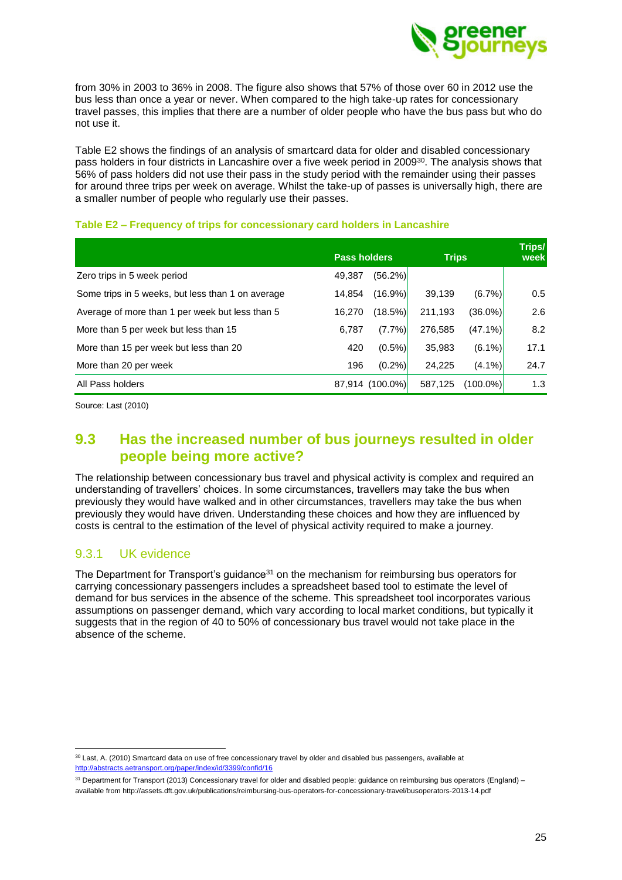from 30% in 2003 to 36% in 2008. The figure also shows that 57% of those over 60 in 2012 use the bus less than once a year or never. When compared to the high take-up rates for concessionary travel passes, this implies that there are a number of older people who have the bus pass but who do not use it.

Table E2 shows the findings of an analysis of smartcard data for older and disabled concessionary pass holders in four districts in Lancashire over a five week period in 2009[30]. The analysis shows that 56% of pass holders did not use their pass in the study period with the remainder using their passes for around three trips per week on average. Whilst the take-up of passes is universally high, there are a smaller number of people who regularly use their passes.

**Table E2 – Frequency of trips for concessionary card holders in Lancashire**

| | Pass holders | | Trips | | Trips/ week |
|---|---|---|---|---|---|
| Zero trips in 5 week period | 49,387 | (56.2%) | | | |
| Some trips in 5 weeks, but less than 1 on average | 14,854 | (16.9%) | 39,139 | (6.7%) | 0.5 |
| Average of more than 1 per week but less than 5 | 16,270 | (18.5%) | 211,193 | (36.0%) | 2.6 |
| More than 5 per week but less than 15 | 6,787 | (7.7%) | 276,585 | (47.1%) | 8.2 |
| More than 15 per week but less than 20 | 420 | (0.5%) | 35,983 | (6.1%) | 17.1 |
| More than 20 per week | 196 | (0.2%) | 24,225 | (4.1%) | 24.7 |
| All Pass holders | 87,914 | (100.0%) | 587,125 | (100.0%) | 1.3 |

Source: Last (2010)

## 9.3 Has the increased number of bus journeys resulted in older people being more active?

The relationship between concessionary bus travel and physical activity is complex and required an understanding of travellers' choices. In some circumstances, travellers may take the bus when previously they would have walked and in other circumstances, travellers may take the bus when previously they would have driven. Understanding these choices and how they are influenced by costs is central to the estimation of the level of physical activity required to make a journey.

### 9.3.1 UK evidence

The Department for Transport's guidance[31] on the mechanism for reimbursing bus operators for carrying concessionary passengers includes a spreadsheet based tool to estimate the level of demand for bus services in the absence of the scheme. This spreadsheet tool incorporates various assumptions on passenger demand, which vary according to local market conditions, but typically it suggests that in the region of 40 to 50% of concessionary bus travel would not take place in the absence of the scheme.

[30] Last, A. (2010) Smartcard data on use of free concessionary travel by older and disabled bus passengers, available at http://abstracts.aetransport.org/paper/index/id/3399/confid/16

[31] Department for Transport (2013) Concessionary travel for older and disabled people: guidance on reimbursing bus operators (England) – available from http://assets.dft.gov.uk/publications/reimbursing-bus-operators-for-concessionary-travel/busoperators-2013-14.pdf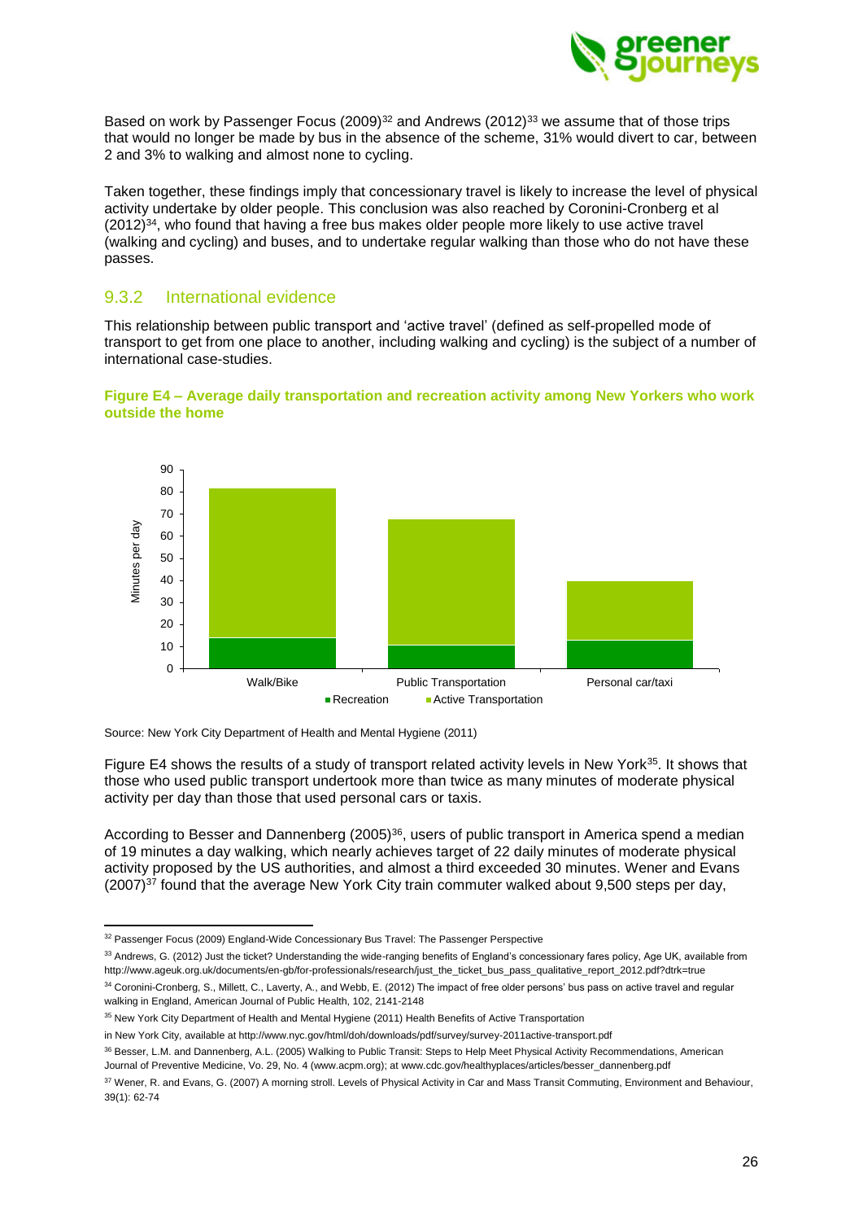Based on work by Passenger Focus (2009)[32] and Andrews (2012)[33] we assume that of those trips that would no longer be made by bus in the absence of the scheme, 31% would divert to car, between 2 and 3% to walking and almost none to cycling.

Taken together, these findings imply that concessionary travel is likely to increase the level of physical activity undertake by older people. This conclusion was also reached by Coronini-Cronberg et al (2012)[34], who found that having a free bus makes older people more likely to use active travel (walking and cycling) and buses, and to undertake regular walking than those who do not have these passes.

### 9.3.2 International evidence

This relationship between public transport and 'active travel' (defined as self-propelled mode of transport to get from one place to another, including walking and cycling) is the subject of a number of international case-studies.

**Figure E4 – Average daily transportation and recreation activity among New Yorkers who work outside the home**

Source: New York City Department of Health and Mental Hygiene (2011)

Figure E4 shows the results of a study of transport related activity levels in New York[35]. It shows that those who used public transport undertook more than twice as many minutes of moderate physical activity per day than those that used personal cars or taxis.

According to Besser and Dannenberg (2005)[36], users of public transport in America spend a median of 19 minutes a day walking, which nearly achieves target of 22 daily minutes of moderate physical activity proposed by the US authorities, and almost a third exceeded 30 minutes. Wener and Evans (2007)[37] found that the average New York City train commuter walked about 9,500 steps per day,

---

[32] Passenger Focus (2009) England-Wide Concessionary Bus Travel: The Passenger Perspective

[33] Andrews, G. (2012) Just the ticket? Understanding the wide-ranging benefits of England's concessionary fares policy, Age UK, available from http://www.ageuk.org.uk/documents/en-gb/for-professionals/research/just_the_ticket_bus_pass_qualitative_report_2012.pdf?dtrk=true

[34] Coronini-Cronberg, S., Millett, C., Laverty, A., and Webb, E. (2012) The impact of free older persons' bus pass on active travel and regular walking in England, American Journal of Public Health, 102, 2141-2148

[35] New York City Department of Health and Mental Hygiene (2011) Health Benefits of Active Transportation in New York City, available at http://www.nyc.gov/html/doh/downloads/pdf/survey/survey-2011active-transport.pdf

[36] Besser, L.M. and Dannenberg, A.L. (2005) Walking to Public Transit: Steps to Help Meet Physical Activity Recommendations, American Journal of Preventive Medicine, Vo. 29, No. 4 (www.acpm.org); at www.cdc.gov/healthyplaces/articles/besser_dannenberg.pdf

[37] Wener, R. and Evans, G. (2007) A morning stroll. Levels of Physical Activity in Car and Mass Transit Commuting, Environment and Behaviour, 39(1): 62-74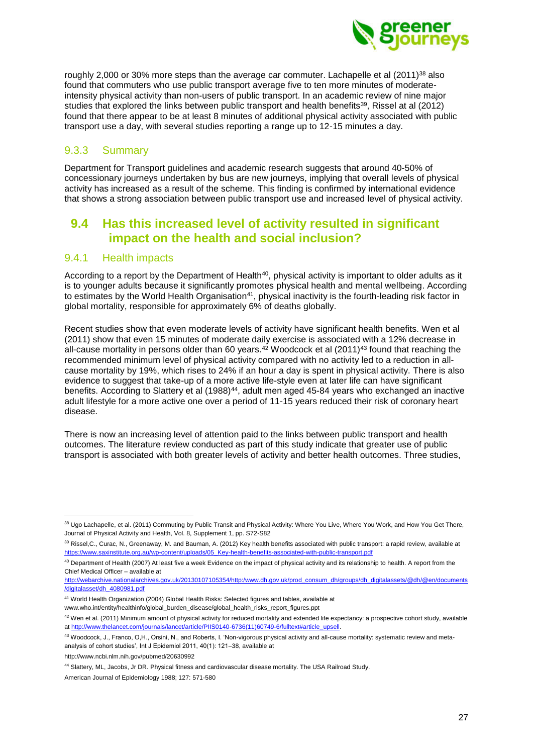roughly 2,000 or 30% more steps than the average car commuter. Lachapelle et al (2011)[38] also found that commuters who use public transport average five to ten more minutes of moderate-intensity physical activity than non-users of public transport. In an academic review of nine major studies that explored the links between public transport and health benefits[39], Rissel at al (2012) found that there appear to be at least 8 minutes of additional physical activity associated with public transport use a day, with several studies reporting a range up to 12-15 minutes a day.

### 9.3.3 Summary

Department for Transport guidelines and academic research suggests that around 40-50% of concessionary journeys undertaken by bus are new journeys, implying that overall levels of physical activity has increased as a result of the scheme. This finding is confirmed by international evidence that shows a strong association between public transport use and increased level of physical activity.

## 9.4 Has this increased level of activity resulted in significant impact on the health and social inclusion?

### 9.4.1 Health impacts

According to a report by the Department of Health[40], physical activity is important to older adults as it is to younger adults because it significantly promotes physical health and mental wellbeing. According to estimates by the World Health Organisation[41], physical inactivity is the fourth-leading risk factor in global mortality, responsible for approximately 6% of deaths globally.

Recent studies show that even moderate levels of activity have significant health benefits. Wen et al (2011) show that even 15 minutes of moderate daily exercise is associated with a 12% decrease in all-cause mortality in persons older than 60 years.[42] Woodcock et al (2011)[43] found that reaching the recommended minimum level of physical activity compared with no activity led to a reduction in all-cause mortality by 19%, which rises to 24% if an hour a day is spent in physical activity. There is also evidence to suggest that take-up of a more active life-style even at later life can have significant benefits. According to Slattery et al (1988)[44], adult men aged 45-84 years who exchanged an inactive adult lifestyle for a more active one over a period of 11-15 years reduced their risk of coronary heart disease.

There is now an increasing level of attention paid to the links between public transport and health outcomes. The literature review conducted as part of this study indicate that greater use of public transport is associated with both greater levels of activity and better health outcomes. Three studies,

---

[38] Ugo Lachapelle, et al. (2011) Commuting by Public Transit and Physical Activity: Where You Live, Where You Work, and How You Get There, Journal of Physical Activity and Health, Vol. 8, Supplement 1, pp. S72-S82

[39] Rissel,C., Curac, N., Greenaway, M. and Bauman, A. (2012) Key health benefits associated with public transport: a rapid review, available at https://www.saxinstitute.org.au/wp-content/uploads/05_Key-health-benefits-associated-with-public-transport.pdf

[40] Department of Health (2007) At least five a week Evidence on the impact of physical activity and its relationship to health. A report from the Chief Medical Officer – available at http://webarchive.nationalarchives.gov.uk/20130107105354/http:/www.dh.gov.uk/prod_consum_dh/groups/dh_digitalassets/@dh/@en/documents/digitalasset/dh_4080981.pdf

[41] World Health Organization (2004) Global Health Risks: Selected figures and tables, available at www.who.int/entity/healthinfo/global_burden_disease/global_health_risks_report_figures.ppt

[42] Wen et al. (2011) Minimum amount of physical activity for reduced mortality and extended life expectancy: a prospective cohort study, available at http://www.thelancet.com/journals/lancet/article/PIIS0140-6736(11)60749-6/fulltext#article_upsell.

[43] Woodcock, J., Franco, O,H., Orsini, N., and Roberts, I. 'Non-vigorous physical activity and all-cause mortality: systematic review and meta-analysis of cohort studies', Int J Epidemiol 2011, 40(1): 121–38, available at http://www.ncbi.nlm.nih.gov/pubmed/20630992

[44] Slattery, ML, Jacobs, Jr DR. Physical fitness and cardiovascular disease mortality. The USA Railroad Study. American Journal of Epidemiology 1988; 127: 571-580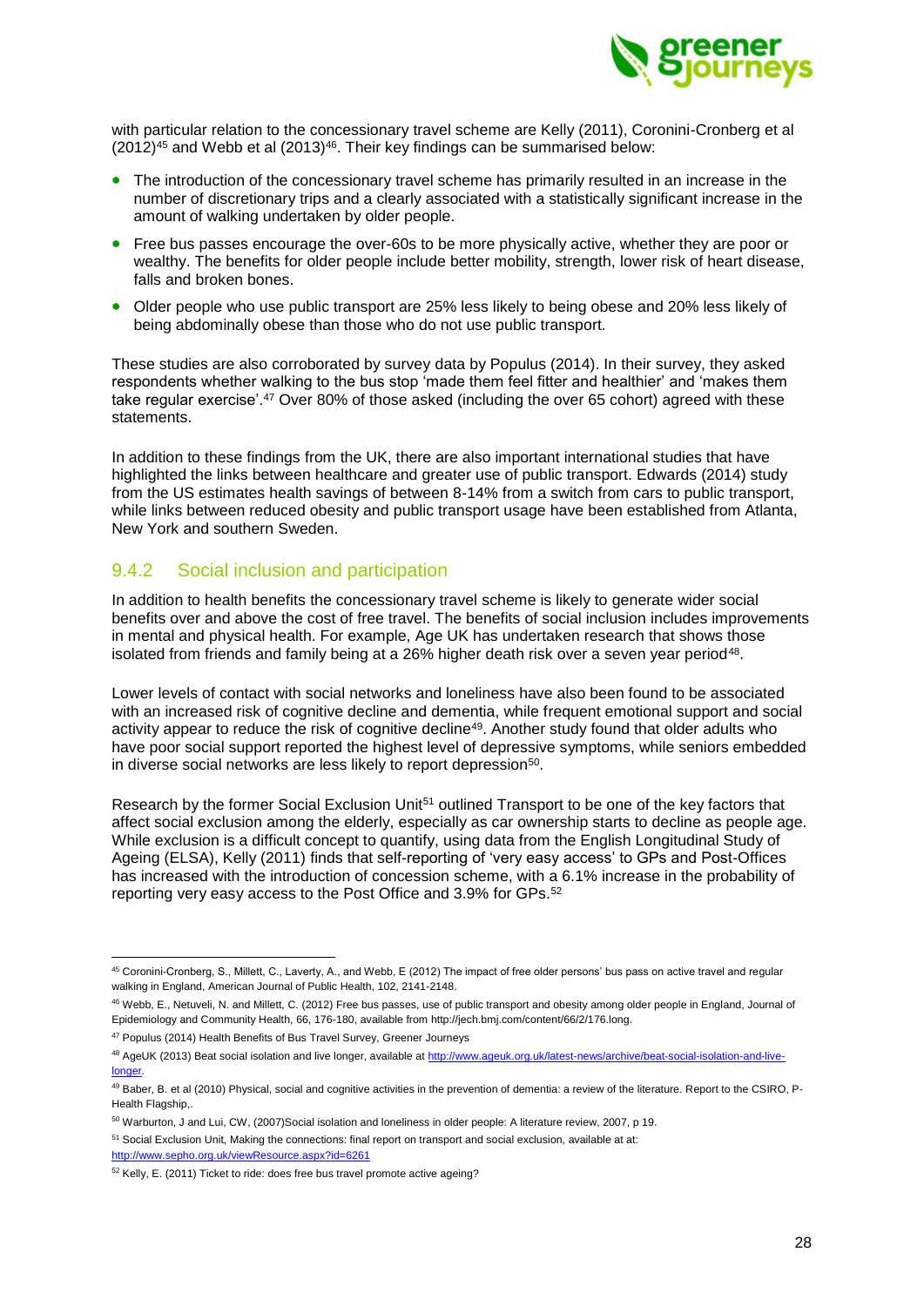with particular relation to the concessionary travel scheme are Kelly (2011), Coronini-Cronberg et al (2012)[45] and Webb et al (2013)[46]. Their key findings can be summarised below:

- The introduction of the concessionary travel scheme has primarily resulted in an increase in the number of discretionary trips and a clearly associated with a statistically significant increase in the amount of walking undertaken by older people.
- Free bus passes encourage the over-60s to be more physically active, whether they are poor or wealthy. The benefits for older people include better mobility, strength, lower risk of heart disease, falls and broken bones.
- Older people who use public transport are 25% less likely to being obese and 20% less likely of being abdominally obese than those who do not use public transport.

These studies are also corroborated by survey data by Populus (2014). In their survey, they asked respondents whether walking to the bus stop 'made them feel fitter and healthier' and 'makes them take regular exercise'.[47] Over 80% of those asked (including the over 65 cohort) agreed with these statements.

In addition to these findings from the UK, there are also important international studies that have highlighted the links between healthcare and greater use of public transport. Edwards (2014) study from the US estimates health savings of between 8-14% from a switch from cars to public transport, while links between reduced obesity and public transport usage have been established from Atlanta, New York and southern Sweden.

### 9.4.2 Social inclusion and participation

In addition to health benefits the concessionary travel scheme is likely to generate wider social benefits over and above the cost of free travel. The benefits of social inclusion includes improvements in mental and physical health. For example, Age UK has undertaken research that shows those isolated from friends and family being at a 26% higher death risk over a seven year period[48].

Lower levels of contact with social networks and loneliness have also been found to be associated with an increased risk of cognitive decline and dementia, while frequent emotional support and social activity appear to reduce the risk of cognitive decline[49]. Another study found that older adults who have poor social support reported the highest level of depressive symptoms, while seniors embedded in diverse social networks are less likely to report depression[50].

Research by the former Social Exclusion Unit[51] outlined Transport to be one of the key factors that affect social exclusion among the elderly, especially as car ownership starts to decline as people age. While exclusion is a difficult concept to quantify, using data from the English Longitudinal Study of Ageing (ELSA), Kelly (2011) finds that self-reporting of 'very easy access' to GPs and Post-Offices has increased with the introduction of concession scheme, with a 6.1% increase in the probability of reporting very easy access to the Post Office and 3.9% for GPs.[52]

---

[45] Coronini-Cronberg, S., Millett, C., Laverty, A., and Webb, E (2012) The impact of free older persons' bus pass on active travel and regular walking in England, American Journal of Public Health, 102, 2141-2148.

[46] Webb, E., Netuveli, N. and Millett, C. (2012) Free bus passes, use of public transport and obesity among older people in England, Journal of Epidemiology and Community Health, 66, 176-180, available from http://jech.bmj.com/content/66/2/176.long.

[47] Populus (2014) Health Benefits of Bus Travel Survey, Greener Journeys

[48] AgeUK (2013) Beat social isolation and live longer, available at http://www.ageuk.org.uk/latest-news/archive/beat-social-isolation-and-live-longer.

[49] Baber, B. et al (2010) Physical, social and cognitive activities in the prevention of dementia: a review of the literature. Report to the CSIRO, P-Health Flagship,.

[50] Warburton, J and Lui, CW, (2007)Social isolation and loneliness in older people: A literature review, 2007, p 19.

[51] Social Exclusion Unit, Making the connections: final report on transport and social exclusion, available at at: http://www.sepho.org.uk/viewResource.aspx?id=6261

[52] Kelly, E. (2011) Ticket to ride: does free bus travel promote active ageing?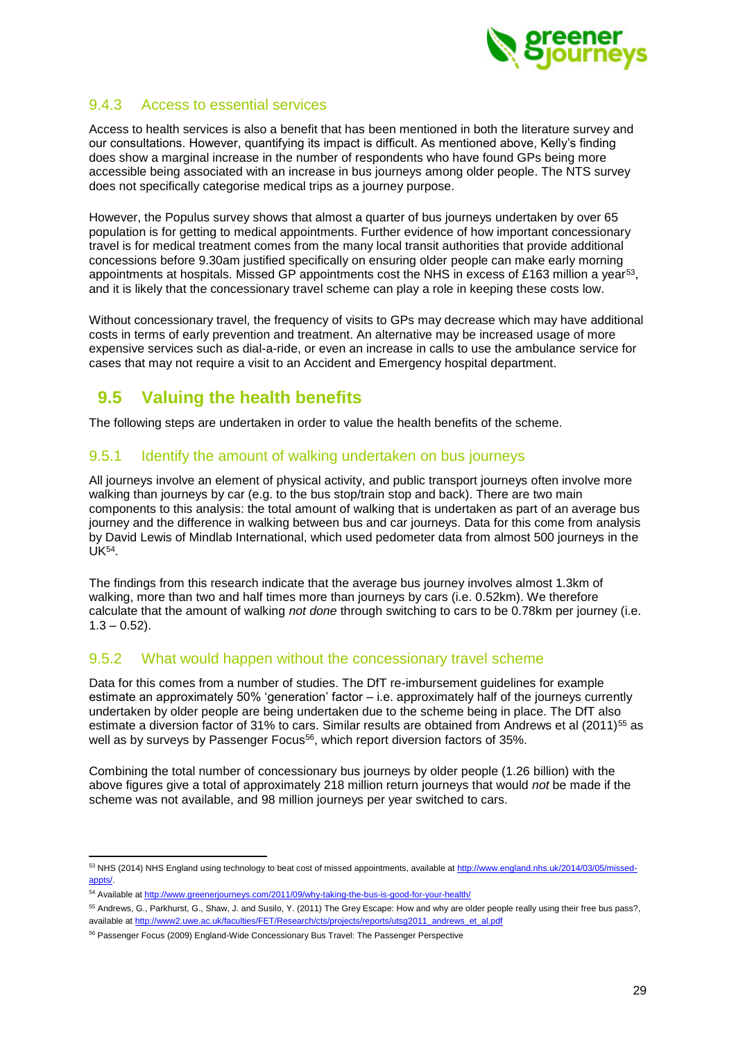### 9.4.3 Access to essential services

Access to health services is also a benefit that has been mentioned in both the literature survey and our consultations. However, quantifying its impact is difficult. As mentioned above, Kelly's finding does show a marginal increase in the number of respondents who have found GPs being more accessible being associated with an increase in bus journeys among older people. The NTS survey does not specifically categorise medical trips as a journey purpose.

However, the Populus survey shows that almost a quarter of bus journeys undertaken by over 65 population is for getting to medical appointments. Further evidence of how important concessionary travel is for medical treatment comes from the many local transit authorities that provide additional concessions before 9.30am justified specifically on ensuring older people can make early morning appointments at hospitals. Missed GP appointments cost the NHS in excess of £163 million a year[53], and it is likely that the concessionary travel scheme can play a role in keeping these costs low.

Without concessionary travel, the frequency of visits to GPs may decrease which may have additional costs in terms of early prevention and treatment. An alternative may be increased usage of more expensive services such as dial-a-ride, or even an increase in calls to use the ambulance service for cases that may not require a visit to an Accident and Emergency hospital department.

## 9.5 Valuing the health benefits

The following steps are undertaken in order to value the health benefits of the scheme.

### 9.5.1 Identify the amount of walking undertaken on bus journeys

All journeys involve an element of physical activity, and public transport journeys often involve more walking than journeys by car (e.g. to the bus stop/train stop and back). There are two main components to this analysis: the total amount of walking that is undertaken as part of an average bus journey and the difference in walking between bus and car journeys. Data for this come from analysis by David Lewis of Mindlab International, which used pedometer data from almost 500 journeys in the UK[54].

The findings from this research indicate that the average bus journey involves almost 1.3km of walking, more than two and half times more than journeys by cars (i.e. 0.52km). We therefore calculate that the amount of walking *not done* through switching to cars to be 0.78km per journey (i.e. 1.3 – 0.52).

### 9.5.2 What would happen without the concessionary travel scheme

Data for this comes from a number of studies. The DfT re-imbursement guidelines for example estimate an approximately 50% 'generation' factor – i.e. approximately half of the journeys currently undertaken by older people are being undertaken due to the scheme being in place. The DfT also estimate a diversion factor of 31% to cars. Similar results are obtained from Andrews et al (2011)[55] as well as by surveys by Passenger Focus[56], which report diversion factors of 35%.

Combining the total number of concessionary bus journeys by older people (1.26 billion) with the above figures give a total of approximately 218 million return journeys that would *not* be made if the scheme was not available, and 98 million journeys per year switched to cars.

---

[53] NHS (2014) NHS England using technology to beat cost of missed appointments, available at http://www.england.nhs.uk/2014/03/05/missed-appts/.

[54] Available at http://www.greenerjourneys.com/2011/09/why-taking-the-bus-is-good-for-your-health/

[55] Andrews, G., Parkhurst, G., Shaw, J. and Susilo, Y. (2011) The Grey Escape: How and why are older people really using their free bus pass?, available at http://www2.uwe.ac.uk/faculties/FET/Research/cts/projects/reports/utsg2011_andrews_et_al.pdf

[56] Passenger Focus (2009) England-Wide Concessionary Bus Travel: The Passenger Perspective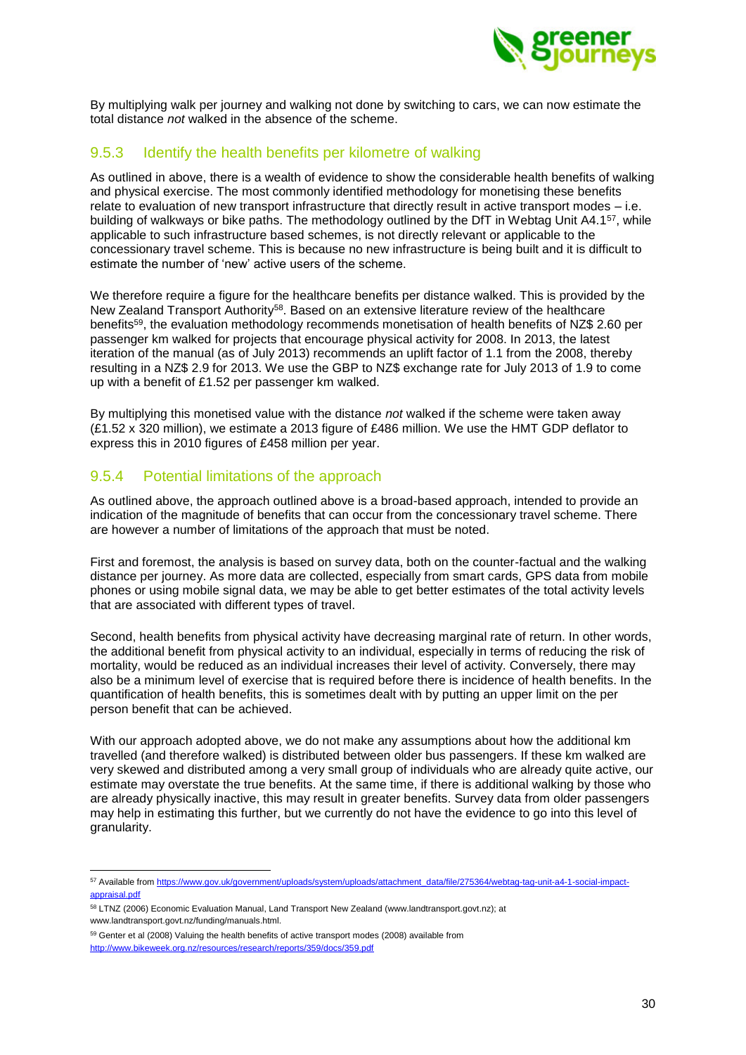By multiplying walk per journey and walking not done by switching to cars, we can now estimate the total distance *not* walked in the absence of the scheme.

### 9.5.3 Identify the health benefits per kilometre of walking

As outlined in above, there is a wealth of evidence to show the considerable health benefits of walking and physical exercise. The most commonly identified methodology for monetising these benefits relate to evaluation of new transport infrastructure that directly result in active transport modes – i.e. building of walkways or bike paths. The methodology outlined by the DfT in Webtag Unit A4.1[57], while applicable to such infrastructure based schemes, is not directly relevant or applicable to the concessionary travel scheme. This is because no new infrastructure is being built and it is difficult to estimate the number of 'new' active users of the scheme.

We therefore require a figure for the healthcare benefits per distance walked. This is provided by the New Zealand Transport Authority[58]. Based on an extensive literature review of the healthcare benefits[59], the evaluation methodology recommends monetisation of health benefits of NZ$ 2.60 per passenger km walked for projects that encourage physical activity for 2008. In 2013, the latest iteration of the manual (as of July 2013) recommends an uplift factor of 1.1 from the 2008, thereby resulting in a NZ$ 2.9 for 2013. We use the GBP to NZ$ exchange rate for July 2013 of 1.9 to come up with a benefit of £1.52 per passenger km walked.

By multiplying this monetised value with the distance *not* walked if the scheme were taken away (£1.52 x 320 million), we estimate a 2013 figure of £486 million. We use the HMT GDP deflator to express this in 2010 figures of £458 million per year.

### 9.5.4 Potential limitations of the approach

As outlined above, the approach outlined above is a broad-based approach, intended to provide an indication of the magnitude of benefits that can occur from the concessionary travel scheme. There are however a number of limitations of the approach that must be noted.

First and foremost, the analysis is based on survey data, both on the counter-factual and the walking distance per journey. As more data are collected, especially from smart cards, GPS data from mobile phones or using mobile signal data, we may be able to get better estimates of the total activity levels that are associated with different types of travel.

Second, health benefits from physical activity have decreasing marginal rate of return. In other words, the additional benefit from physical activity to an individual, especially in terms of reducing the risk of mortality, would be reduced as an individual increases their level of activity. Conversely, there may also be a minimum level of exercise that is required before there is incidence of health benefits. In the quantification of health benefits, this is sometimes dealt with by putting an upper limit on the per person benefit that can be achieved.

With our approach adopted above, we do not make any assumptions about how the additional km travelled (and therefore walked) is distributed between older bus passengers. If these km walked are very skewed and distributed among a very small group of individuals who are already quite active, our estimate may overstate the true benefits. At the same time, if there is additional walking by those who are already physically inactive, this may result in greater benefits. Survey data from older passengers may help in estimating this further, but we currently do not have the evidence to go into this level of granularity.

---

[57] Available from https://www.gov.uk/government/uploads/system/uploads/attachment_data/file/275364/webtag-tag-unit-a4-1-social-impact-appraisal.pdf

[58] LTNZ (2006) Economic Evaluation Manual, Land Transport New Zealand (www.landtransport.govt.nz); at www.landtransport.govt.nz/funding/manuals.html.

[59] Genter et al (2008) Valuing the health benefits of active transport modes (2008) available from http://www.bikeweek.org.nz/resources/research/reports/359/docs/359.pdf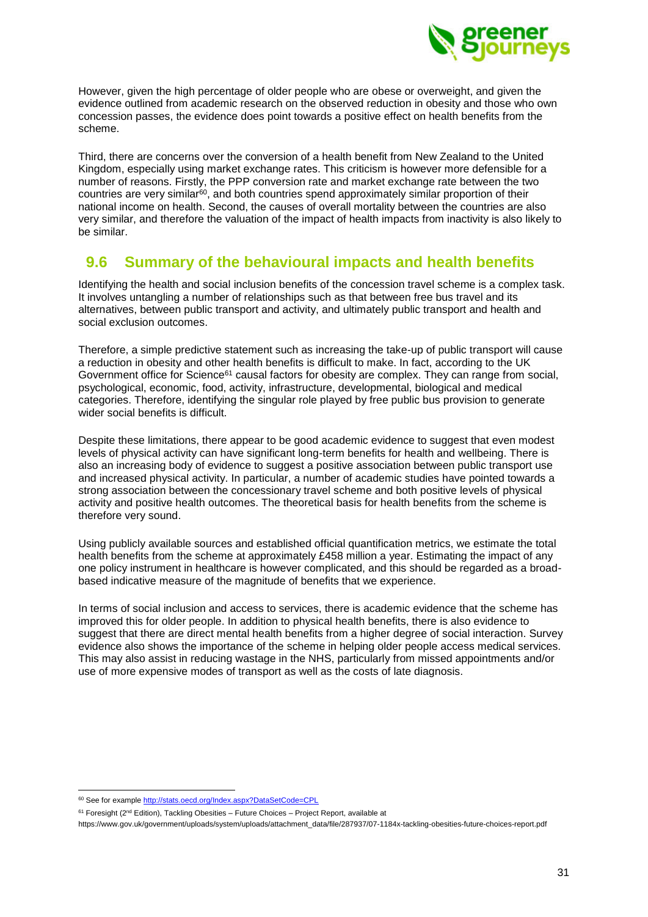However, given the high percentage of older people who are obese or overweight, and given the evidence outlined from academic research on the observed reduction in obesity and those who own concession passes, the evidence does point towards a positive effect on health benefits from the scheme.

Third, there are concerns over the conversion of a health benefit from New Zealand to the United Kingdom, especially using market exchange rates. This criticism is however more defensible for a number of reasons. Firstly, the PPP conversion rate and market exchange rate between the two countries are very similar[60], and both countries spend approximately similar proportion of their national income on health. Second, the causes of overall mortality between the countries are also very similar, and therefore the valuation of the impact of health impacts from inactivity is also likely to be similar.

## 9.6 Summary of the behavioural impacts and health benefits

Identifying the health and social inclusion benefits of the concession travel scheme is a complex task. It involves untangling a number of relationships such as that between free bus travel and its alternatives, between public transport and activity, and ultimately public transport and health and social exclusion outcomes.

Therefore, a simple predictive statement such as increasing the take-up of public transport will cause a reduction in obesity and other health benefits is difficult to make. In fact, according to the UK Government office for Science[61] causal factors for obesity are complex. They can range from social, psychological, economic, food, activity, infrastructure, developmental, biological and medical categories. Therefore, identifying the singular role played by free public bus provision to generate wider social benefits is difficult.

Despite these limitations, there appear to be good academic evidence to suggest that even modest levels of physical activity can have significant long-term benefits for health and wellbeing. There is also an increasing body of evidence to suggest a positive association between public transport use and increased physical activity. In particular, a number of academic studies have pointed towards a strong association between the concessionary travel scheme and both positive levels of physical activity and positive health outcomes. The theoretical basis for health benefits from the scheme is therefore very sound.

Using publicly available sources and established official quantification metrics, we estimate the total health benefits from the scheme at approximately £458 million a year. Estimating the impact of any one policy instrument in healthcare is however complicated, and this should be regarded as a broad-based indicative measure of the magnitude of benefits that we experience.

In terms of social inclusion and access to services, there is academic evidence that the scheme has improved this for older people. In addition to physical health benefits, there is also evidence to suggest that there are direct mental health benefits from a higher degree of social interaction. Survey evidence also shows the importance of the scheme in helping older people access medical services. This may also assist in reducing wastage in the NHS, particularly from missed appointments and/or use of more expensive modes of transport as well as the costs of late diagnosis.

---

[60] See for example http://stats.oecd.org/Index.aspx?DataSetCode=CPL

[61] Foresight (2nd Edition), Tackling Obesities – Future Choices – Project Report, available at https://www.gov.uk/government/uploads/system/uploads/attachment_data/file/287937/07-1184x-tackling-obesities-future-choices-report.pdf